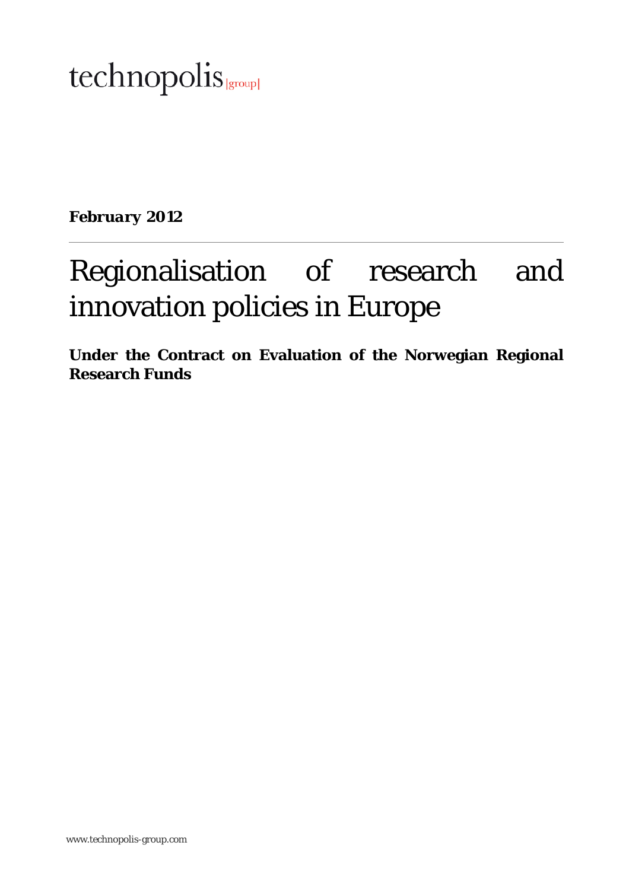technopolis |group|

***February 2012***

# Regionalisation of research and innovation policies in Europe

**Under the Contract on Evaluation of the Norwegian Regional Research Funds**

www.technopolis-group.com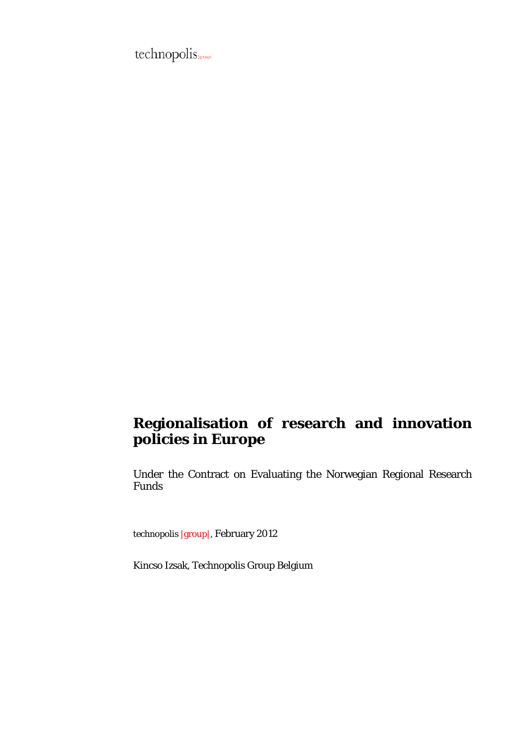technopolis |group|

# Regionalisation of research and innovation policies in Europe

Under the Contract on Evaluating the Norwegian Regional Research Funds

technopolis |group|, February 2012

Kincso Izsak, Technopolis Group Belgium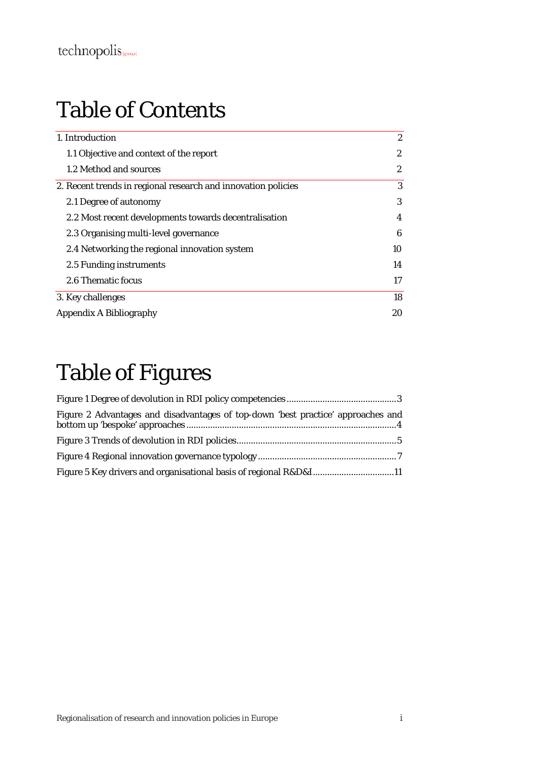# Table of Contents

| | |
|---|---|
| 1. Introduction | 2 |
| 1.1 Objective and context of the report | 2 |
| 1.2 Method and sources | 2 |
| 2. Recent trends in regional research and innovation policies | 3 |
| 2.1 Degree of autonomy | 3 |
| 2.2 Most recent developments towards decentralisation | 4 |
| 2.3 Organising multi-level governance | 6 |
| 2.4 Networking the regional innovation system | 10 |
| 2.5 Funding instruments | 14 |
| 2.6 Thematic focus | 17 |
| 3. Key challenges | 18 |
| Appendix A Bibliography | 20 |

# Table of Figures

Figure 1 Degree of devolution in RDI policy competencies ............................................3

Figure 2 Advantages and disadvantages of top-down 'best practice' approaches and bottom up 'bespoke' approaches .......................................................................................4

Figure 3 Trends of devolution in RDI policies..................................................................5

Figure 4 Regional innovation governance typology .........................................................7

Figure 5 Key drivers and organisational basis of regional R&D&I .................................11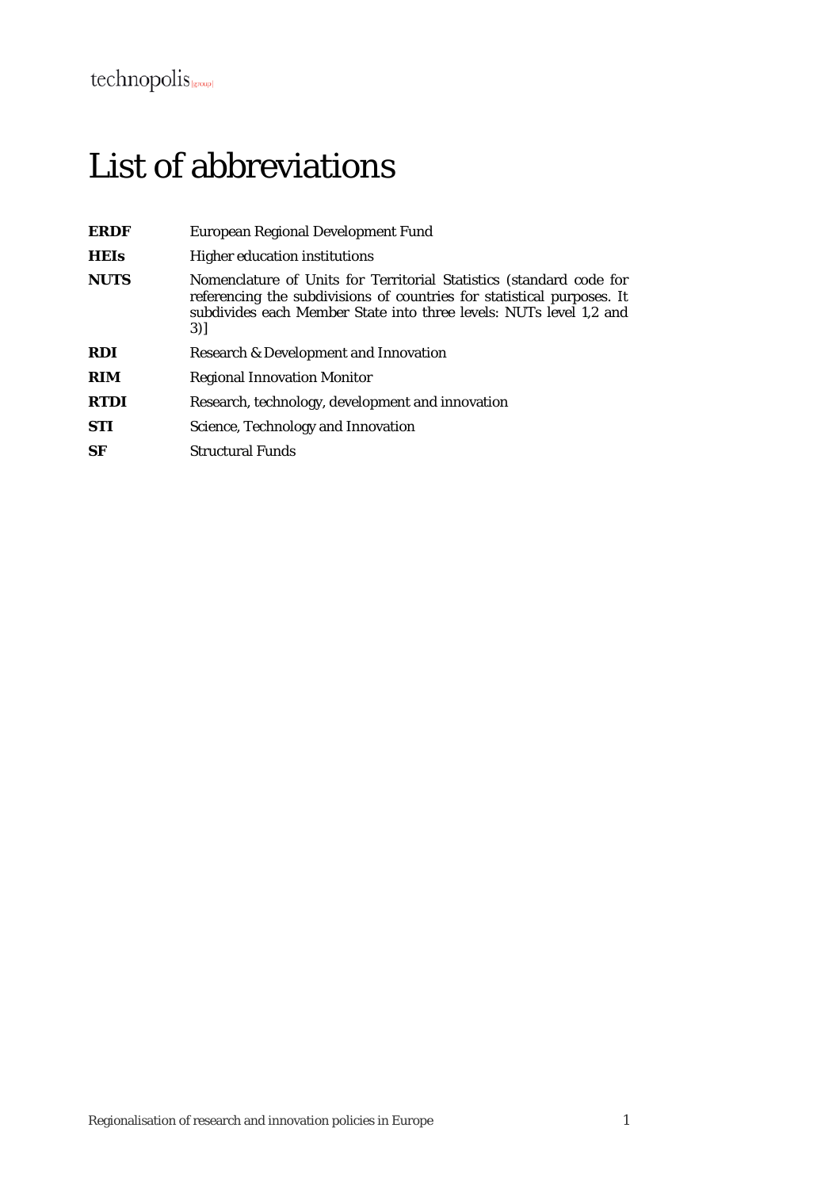# List of abbreviations

| | |
|---|---|
| **ERDF** | European Regional Development Fund |
| **HEIs** | Higher education institutions |
| **NUTS** | Nomenclature of Units for Territorial Statistics (standard code for referencing the subdivisions of countries for statistical purposes. It subdivides each Member State into three levels: NUTs level 1,2 and 3)] |
| **RDI** | Research & Development and Innovation |
| **RIM** | Regional Innovation Monitor |
| **RTDI** | Research, technology, development and innovation |
| **STI** | Science, Technology and Innovation |
| **SF** | Structural Funds |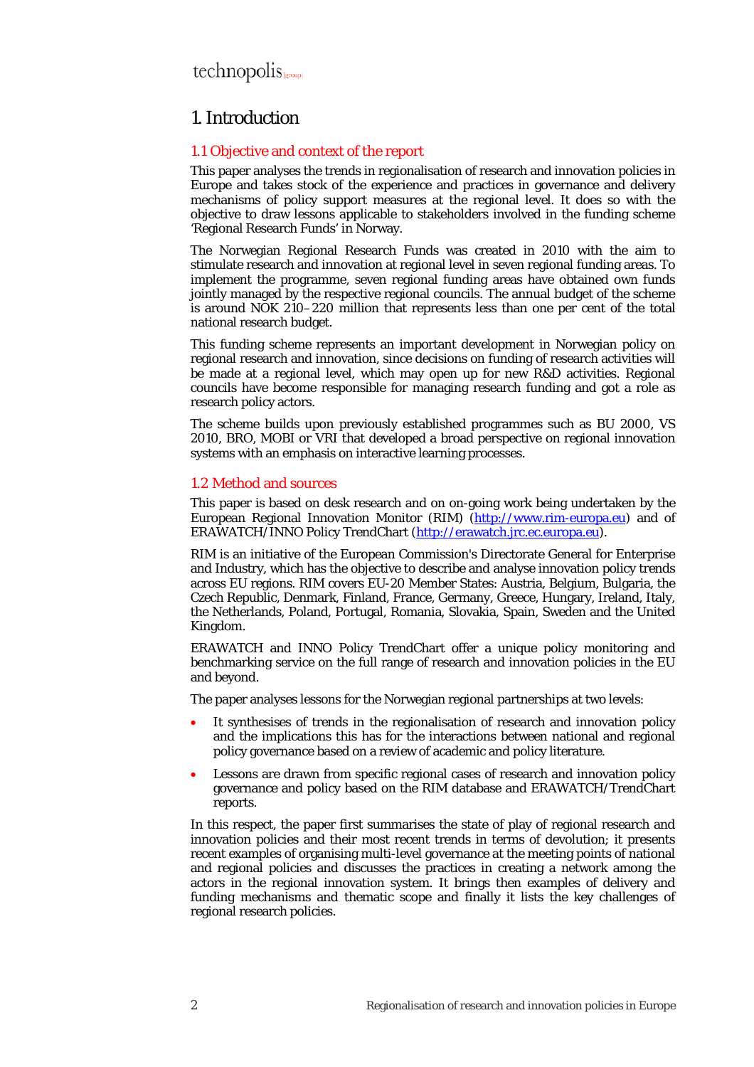# 1. Introduction

## 1.1 Objective and context of the report

This paper analyses the trends in regionalisation of research and innovation policies in Europe and takes stock of the experience and practices in governance and delivery mechanisms of policy support measures at the regional level. It does so with the objective to draw lessons applicable to stakeholders involved in the funding scheme 'Regional Research Funds' in Norway.

The Norwegian Regional Research Funds was created in 2010 with the aim to stimulate research and innovation at regional level in seven regional funding areas. To implement the programme, seven regional funding areas have obtained own funds jointly managed by the respective regional councils. The annual budget of the scheme is around NOK 210–220 million that represents less than one per cent of the total national research budget.

This funding scheme represents an important development in Norwegian policy on regional research and innovation, since decisions on funding of research activities will be made at a regional level, which may open up for new R&D activities. Regional councils have become responsible for managing research funding and got a role as research policy actors.

The scheme builds upon previously established programmes such as BU 2000, VS 2010, BRO, MOBI or VRI that developed a broad perspective on regional innovation systems with an emphasis on interactive learning processes.

## 1.2 Method and sources

This paper is based on desk research and on on-going work being undertaken by the European Regional Innovation Monitor (RIM) (http://www.rim-europa.eu) and of ERAWATCH/INNO Policy TrendChart (http://erawatch.jrc.ec.europa.eu).

RIM is an initiative of the European Commission's Directorate General for Enterprise and Industry, which has the objective to describe and analyse innovation policy trends across EU regions. RIM covers EU-20 Member States: Austria, Belgium, Bulgaria, the Czech Republic, Denmark, Finland, France, Germany, Greece, Hungary, Ireland, Italy, the Netherlands, Poland, Portugal, Romania, Slovakia, Spain, Sweden and the United Kingdom.

ERAWATCH and INNO Policy TrendChart offer a unique policy monitoring and benchmarking service on the full range of research and innovation policies in the EU and beyond.

The paper analyses lessons for the Norwegian regional partnerships at two levels:

- It synthesises of trends in the regionalisation of research and innovation policy and the implications this has for the interactions between national and regional policy governance based on a review of academic and policy literature.
- Lessons are drawn from specific regional cases of research and innovation policy governance and policy based on the RIM database and ERAWATCH/TrendChart reports.

In this respect, the paper first summarises the state of play of regional research and innovation policies and their most recent trends in terms of devolution; it presents recent examples of organising multi-level governance at the meeting points of national and regional policies and discusses the practices in creating a network among the actors in the regional innovation system. It brings then examples of delivery and funding mechanisms and thematic scope and finally it lists the key challenges of regional research policies.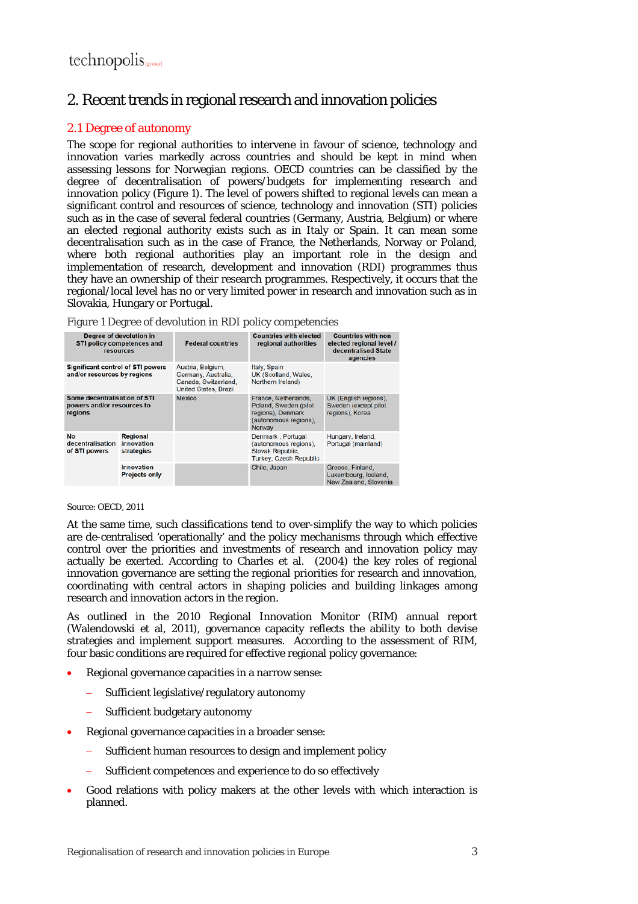## 2. Recent trends in regional research and innovation policies

### 2.1 Degree of autonomy

The scope for regional authorities to intervene in favour of science, technology and innovation varies markedly across countries and should be kept in mind when assessing lessons for Norwegian regions. OECD countries can be classified by the degree of decentralisation of powers/budgets for implementing research and innovation policy (Figure 1). The level of powers shifted to regional levels can mean a significant control and resources of science, technology and innovation (STI) policies such as in the case of several federal countries (Germany, Austria, Belgium) or where an elected regional authority exists such as in Italy or Spain. It can mean some decentralisation such as in the case of France, the Netherlands, Norway or Poland, where both regional authorities play an important role in the design and implementation of research, development and innovation (RDI) programmes thus they have an ownership of their research programmes. Respectively, it occurs that the regional/local level has no or very limited power in research and innovation such as in Slovakia, Hungary or Portugal.

Figure 1 Degree of devolution in RDI policy competencies

| Degree of devolution in STI policy competences and resources | | Federal countries | Countries with elected regional authorities | Countries with non elected regional level / decentralised State agencies |
|---|---|---|---|---|
| **Significant control of STI powers and/or resources by regions** | | Austria, Belgium, Germany, Australia, Canada, Switzerland, United States, Brazil | Italy, Spain UK (Scotland, Wales, Northern Ireland) | |
| **Some decentralisation of STI powers and/or resources to regions** | | Mexico | France, Netherlands, Poland, Sweden (pilot regions), Denmark (autonomous regions), Norway | UK (English regions), Sweden (except pilot regions), Korea |
| **No decentralisation of STI powers** | **Regional innovation strategies** | | Denmark , Portugal (autonomous regions), Slovak Republic, Turkey, Czech Republic | Hungary, Ireland, Portugal (mainland) |
| | **Innovation Projects only** | | Chile, Japan | Greece, Finland, Luxembourg, Iceland, New Zealand, Slovenia |

Source: OECD, 2011

At the same time, such classifications tend to over-simplify the way to which policies are de-centralised 'operationally' and the policy mechanisms through which effective control over the priorities and investments of research and innovation policy may actually be exerted. According to Charles et al. (2004) the key roles of regional innovation governance are setting the regional priorities for research and innovation, coordinating with central actors in shaping policies and building linkages among research and innovation actors in the region.

As outlined in the 2010 Regional Innovation Monitor (RIM) annual report (Walendowski et al, 2011), governance capacity reflects the ability to both devise strategies and implement support measures. According to the assessment of RIM, four basic conditions are required for effective regional policy governance:

- Regional governance capacities in a narrow sense:
  - Sufficient legislative/regulatory autonomy
  - Sufficient budgetary autonomy
- Regional governance capacities in a broader sense:
  - Sufficient human resources to design and implement policy
  - Sufficient competences and experience to do so effectively
- Good relations with policy makers at the other levels with which interaction is planned.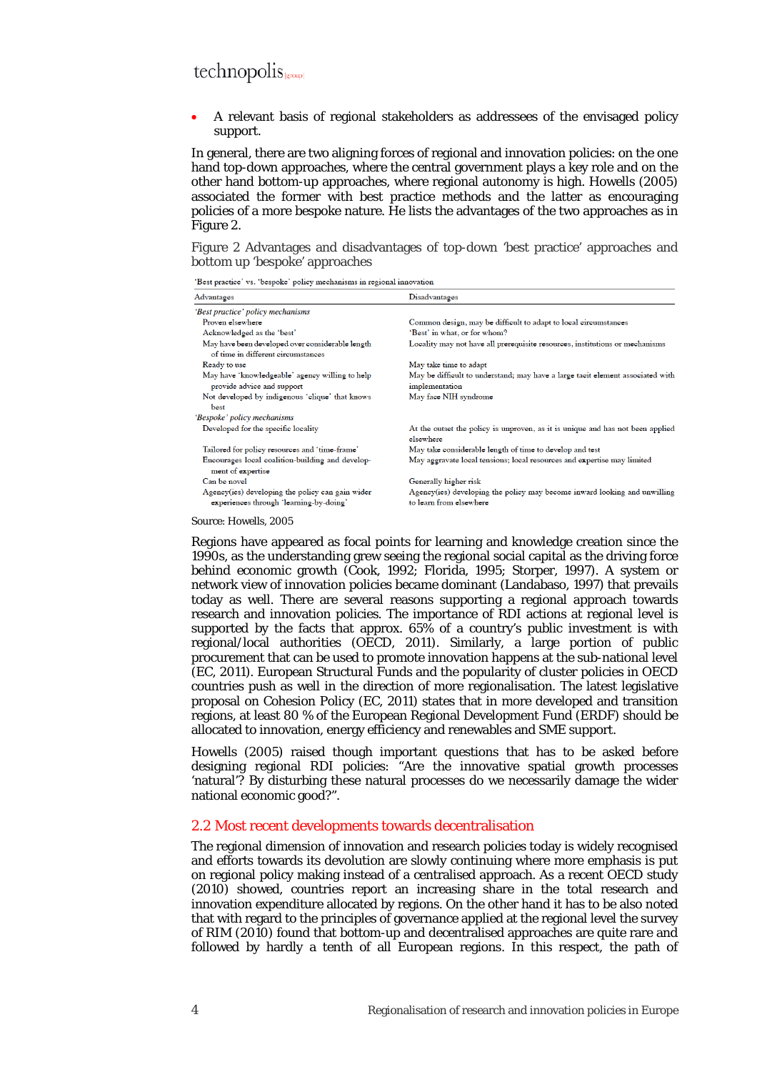- A relevant basis of regional stakeholders as addressees of the envisaged policy support.

In general, there are two aligning forces of regional and innovation policies: on the one hand top-down approaches, where the central government plays a key role and on the other hand bottom-up approaches, where regional autonomy is high. Howells (2005) associated the former with best practice methods and the latter as encouraging policies of a more bespoke nature. He lists the advantages of the two approaches as in Figure 2.

Figure 2 Advantages and disadvantages of top-down 'best practice' approaches and bottom up 'bespoke' approaches

'Best practice' vs. 'bespoke' policy mechanisms in regional innovation

| Advantages | Disadvantages |
|---|---|
| *'Best practice' policy mechanisms* | |
| Proven elsewhere | Common design, may be difficult to adapt to local circumstances |
| Acknowledged as the 'best' | 'Best' in what, or for whom? |
| May have been developed over considerable length of time in different circumstances | Locality may not have all prerequisite resources, institutions or mechanisms |
| Ready to use | May take time to adapt |
| May have 'knowledgeable' agency willing to help provide advice and support | May be difficult to understand; may have a large tacit element associated with implementation |
| Not developed by indigenous 'clique' that knows best | May face NIH syndrome |
| *'Bespoke' policy mechanisms* | |
| Developed for the specific locality | At the outset the policy is unproven, as it is unique and has not been applied elsewhere |
| Tailored for policy resources and 'time-frame' | May take considerable length of time to develop and test |
| Encourages local coalition-building and development of expertise | May aggravate local tensions; local resources and expertise may limited |
| Can be novel | Generally higher risk |
| Agency(ies) developing the policy can gain wider experiences through 'learning-by-doing' | Agency(ies) developing the policy may become inward looking and unwilling to learn from elsewhere |

Source: Howells, 2005

Regions have appeared as focal points for learning and knowledge creation since the 1990s, as the understanding grew seeing the regional social capital as the driving force behind economic growth (Cook, 1992; Florida, 1995; Storper, 1997). A system or network view of innovation policies became dominant (Landabaso, 1997) that prevails today as well. There are several reasons supporting a regional approach towards research and innovation policies. The importance of RDI actions at regional level is supported by the facts that approx. 65% of a country's public investment is with regional/local authorities (OECD, 2011). Similarly, a large portion of public procurement that can be used to promote innovation happens at the sub-national level (EC, 2011). European Structural Funds and the popularity of cluster policies in OECD countries push as well in the direction of more regionalisation. The latest legislative proposal on Cohesion Policy (EC, 2011) states that in more developed and transition regions, at least 80 % of the European Regional Development Fund (ERDF) should be allocated to innovation, energy efficiency and renewables and SME support.

Howells (2005) raised though important questions that has to be asked before designing regional RDI policies: "Are the innovative spatial growth processes 'natural'? By disturbing these natural processes do we necessarily damage the wider national economic good?".

## 2.2 Most recent developments towards decentralisation

The regional dimension of innovation and research policies today is widely recognised and efforts towards its devolution are slowly continuing where more emphasis is put on regional policy making instead of a centralised approach. As a recent OECD study (2010) showed, countries report an increasing share in the total research and innovation expenditure allocated by regions. On the other hand it has to be also noted that with regard to the principles of governance applied at the regional level the survey of RIM (2010) found that bottom-up and decentralised approaches are quite rare and followed by hardly a tenth of all European regions. In this respect, the path of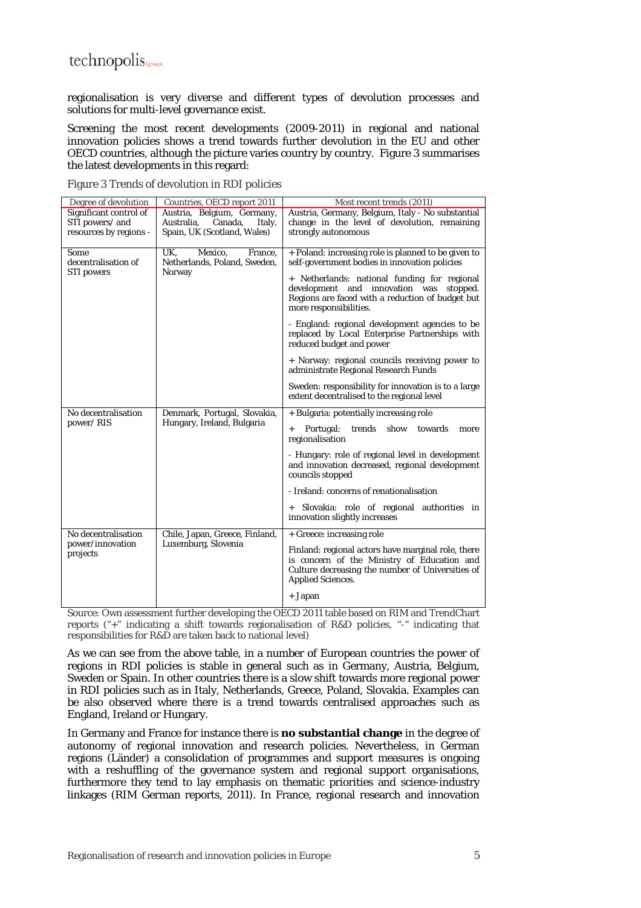regionalisation is very diverse and different types of devolution processes and solutions for multi-level governance exist.

Screening the most recent developments (2009-2011) in regional and national innovation policies shows a trend towards further devolution in the EU and other OECD countries, although the picture varies country by country. Figure 3 summarises the latest developments in this regard:

Figure 3 Trends of devolution in RDI policies

| Degree of devolution | Countries, OECD report 2011 | Most recent trends (2011) |
|---|---|---|
| Significant control of STI powers/ and resources by regions - | Austria, Belgium, Germany, Australia, Canada, Italy, Spain, UK (Scotland, Wales) | Austria, Germany, Belgium, Italy - No substantial change in the level of devolution, remaining strongly autonomous |
| Some decentralisation of STI powers | UK, Mexico, France, Netherlands, Poland, Sweden, Norway | + Poland: increasing role is planned to be given to self-government bodies in innovation policies<br><br>+ Netherlands: national funding for regional development and innovation was stopped. Regions are faced with a reduction of budget but more responsibilities.<br><br>- England: regional development agencies to be replaced by Local Enterprise Partnerships with reduced budget and power<br><br>+ Norway: regional councils receiving power to administrate Regional Research Funds<br><br>Sweden: responsibility for innovation is to a large extent decentralised to the regional level |
| No decentralisation power/ RIS | Denmark, Portugal, Slovakia, Hungary, Ireland, Bulgaria | + Bulgaria: potentially increasing role<br><br>+ Portugal: trends show towards more regionalisation<br><br>- Hungary: role of regional level in development and innovation decreased, regional development councils stopped<br><br>- Ireland: concerns of renationalisation<br><br>+ Slovakia: role of regional authorities in innovation slightly increases |
| No decentralisation power/innovation projects | Chile, Japan, Greece, Finland, Luxemburg, Slovenia | + Greece: increasing role<br><br>Finland: regional actors have marginal role, there is concern of the Ministry of Education and Culture decreasing the number of Universities of Applied Sciences.<br><br>+ Japan |

Source: Own assessment further developing the OECD 2011 table based on RIM and TrendChart reports ("+" indicating a shift towards regionalisation of R&D policies, "-" indicating that responsibilities for R&D are taken back to national level)

As we can see from the above table, in a number of European countries the power of regions in RDI policies is stable in general such as in Germany, Austria, Belgium, Sweden or Spain. In other countries there is a slow shift towards more regional power in RDI policies such as in Italy, Netherlands, Greece, Poland, Slovakia. Examples can be also observed where there is a trend towards centralised approaches such as England, Ireland or Hungary.

In Germany and France for instance there is **no substantial change** in the degree of autonomy of regional innovation and research policies. Nevertheless, in German regions (Länder) a consolidation of programmes and support measures is ongoing with a reshuffling of the governance system and regional support organisations, furthermore they tend to lay emphasis on thematic priorities and science-industry linkages (RIM German reports, 2011). In France, regional research and innovation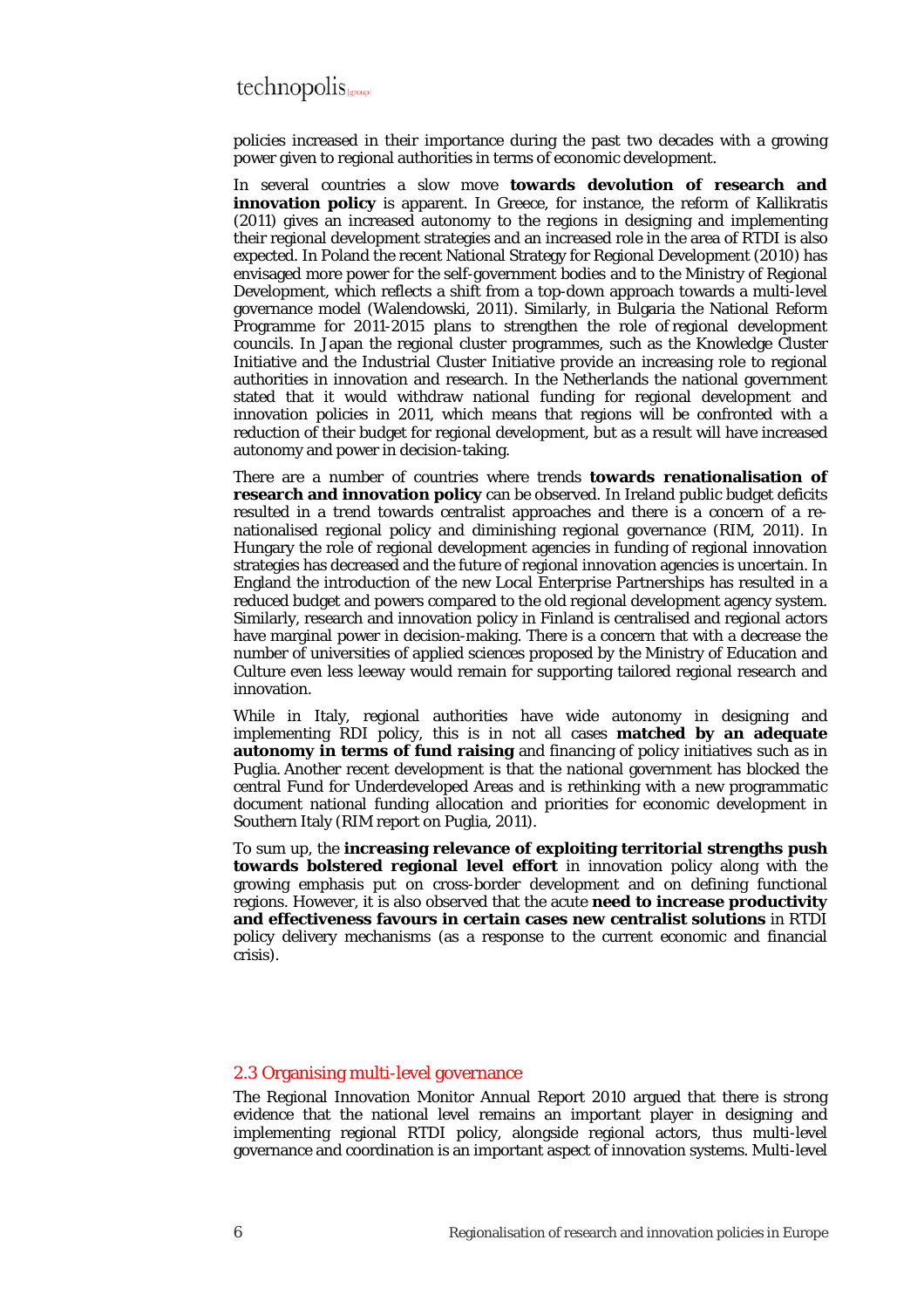policies increased in their importance during the past two decades with a growing power given to regional authorities in terms of economic development.

In several countries a slow move **towards devolution of research and innovation policy** is apparent. In Greece, for instance, the reform of Kallikratis (2011) gives an increased autonomy to the regions in designing and implementing their regional development strategies and an increased role in the area of RTDI is also expected. In Poland the recent National Strategy for Regional Development (2010) has envisaged more power for the self-government bodies and to the Ministry of Regional Development, which reflects a shift from a top-down approach towards a multi-level governance model (Walendowski, 2011). Similarly, in Bulgaria the National Reform Programme for 2011-2015 plans to strengthen the role of regional development councils. In Japan the regional cluster programmes, such as the Knowledge Cluster Initiative and the Industrial Cluster Initiative provide an increasing role to regional authorities in innovation and research. In the Netherlands the national government stated that it would withdraw national funding for regional development and innovation policies in 2011, which means that regions will be confronted with a reduction of their budget for regional development, but as a result will have increased autonomy and power in decision-taking.

There are a number of countries where trends **towards renationalisation of research and innovation policy** can be observed. In Ireland public budget deficits resulted in a trend towards centralist approaches and there is a concern of a re-nationalised regional policy and diminishing regional governance (RIM, 2011). In Hungary the role of regional development agencies in funding of regional innovation strategies has decreased and the future of regional innovation agencies is uncertain. In England the introduction of the new Local Enterprise Partnerships has resulted in a reduced budget and powers compared to the old regional development agency system. Similarly, research and innovation policy in Finland is centralised and regional actors have marginal power in decision-making. There is a concern that with a decrease the number of universities of applied sciences proposed by the Ministry of Education and Culture even less leeway would remain for supporting tailored regional research and innovation.

While in Italy, regional authorities have wide autonomy in designing and implementing RDI policy, this is in not all cases **matched by an adequate autonomy in terms of fund raising** and financing of policy initiatives such as in Puglia. Another recent development is that the national government has blocked the central Fund for Underdeveloped Areas and is rethinking with a new programmatic document national funding allocation and priorities for economic development in Southern Italy (RIM report on Puglia, 2011).

To sum up, the **increasing relevance of exploiting territorial strengths push towards bolstered regional level effort** in innovation policy along with the growing emphasis put on cross-border development and on defining functional regions. However, it is also observed that the acute **need to increase productivity and effectiveness favours in certain cases new centralist solutions** in RTDI policy delivery mechanisms (as a response to the current economic and financial crisis).

## 2.3 Organising multi-level governance

The Regional Innovation Monitor Annual Report 2010 argued that there is strong evidence that the national level remains an important player in designing and implementing regional RTDI policy, alongside regional actors, thus multi-level governance and coordination is an important aspect of innovation systems. Multi-level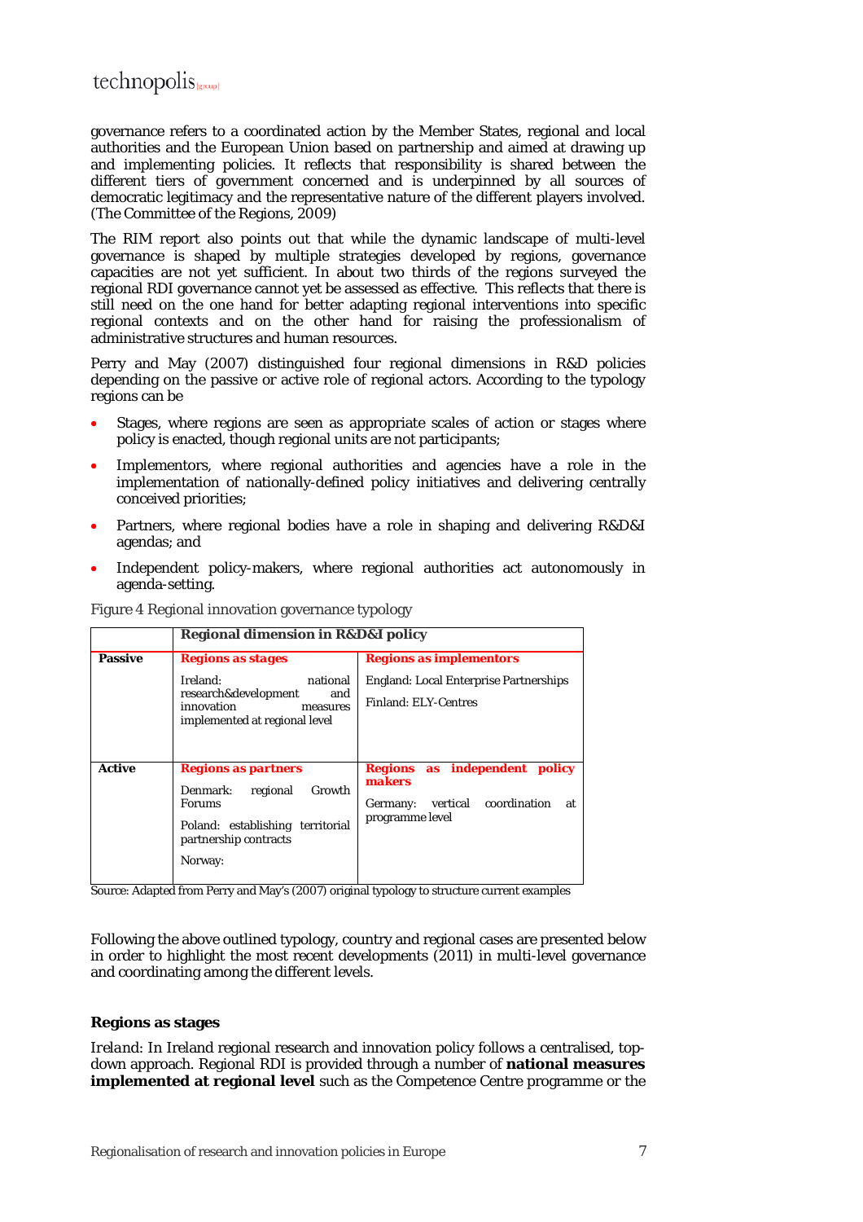governance refers to a coordinated action by the Member States, regional and local authorities and the European Union based on partnership and aimed at drawing up and implementing policies. It reflects that responsibility is shared between the different tiers of government concerned and is underpinned by all sources of democratic legitimacy and the representative nature of the different players involved. (The Committee of the Regions, 2009)

The RIM report also points out that while the dynamic landscape of multi-level governance is shaped by multiple strategies developed by regions, governance capacities are not yet sufficient. In about two thirds of the regions surveyed the regional RDI governance cannot yet be assessed as effective. This reflects that there is still need on the one hand for better adapting regional interventions into specific regional contexts and on the other hand for raising the professionalism of administrative structures and human resources.

Perry and May (2007) distinguished four regional dimensions in R&D policies depending on the passive or active role of regional actors. According to the typology regions can be

- Stages, where regions are seen as appropriate scales of action or stages where policy is enacted, though regional units are not participants;
- Implementors, where regional authorities and agencies have a role in the implementation of nationally-defined policy initiatives and delivering centrally conceived priorities;
- Partners, where regional bodies have a role in shaping and delivering R&D&I agendas; and
- Independent policy-makers, where regional authorities act autonomously in agenda-setting.

Figure 4 Regional innovation governance typology

| | **Regional dimension in R&D&I policy** | |
|---|---|---|
| **Passive** | **Regions as stages**<br><br>Ireland: national research&development and innovation measures implemented at regional level | **Regions as implementors**<br><br>England: Local Enterprise Partnerships<br><br>Finland: ELY-Centres |
| **Active** | **Regions as partners**<br><br>Denmark: regional Growth Forums<br><br>Poland: establishing territorial partnership contracts<br><br>Norway: | **Regions as independent policy makers**<br><br>Germany: vertical coordination at programme level |

Source: Adapted from Perry and May's (2007) original typology to structure current examples

Following the above outlined typology, country and regional cases are presented below in order to highlight the most recent developments (2011) in multi-level governance and coordinating among the different levels.

### Regions as stages

*Ireland:* In Ireland regional research and innovation policy follows a centralised, top-down approach. Regional RDI is provided through a number of **national measures implemented at regional level** such as the Competence Centre programme or the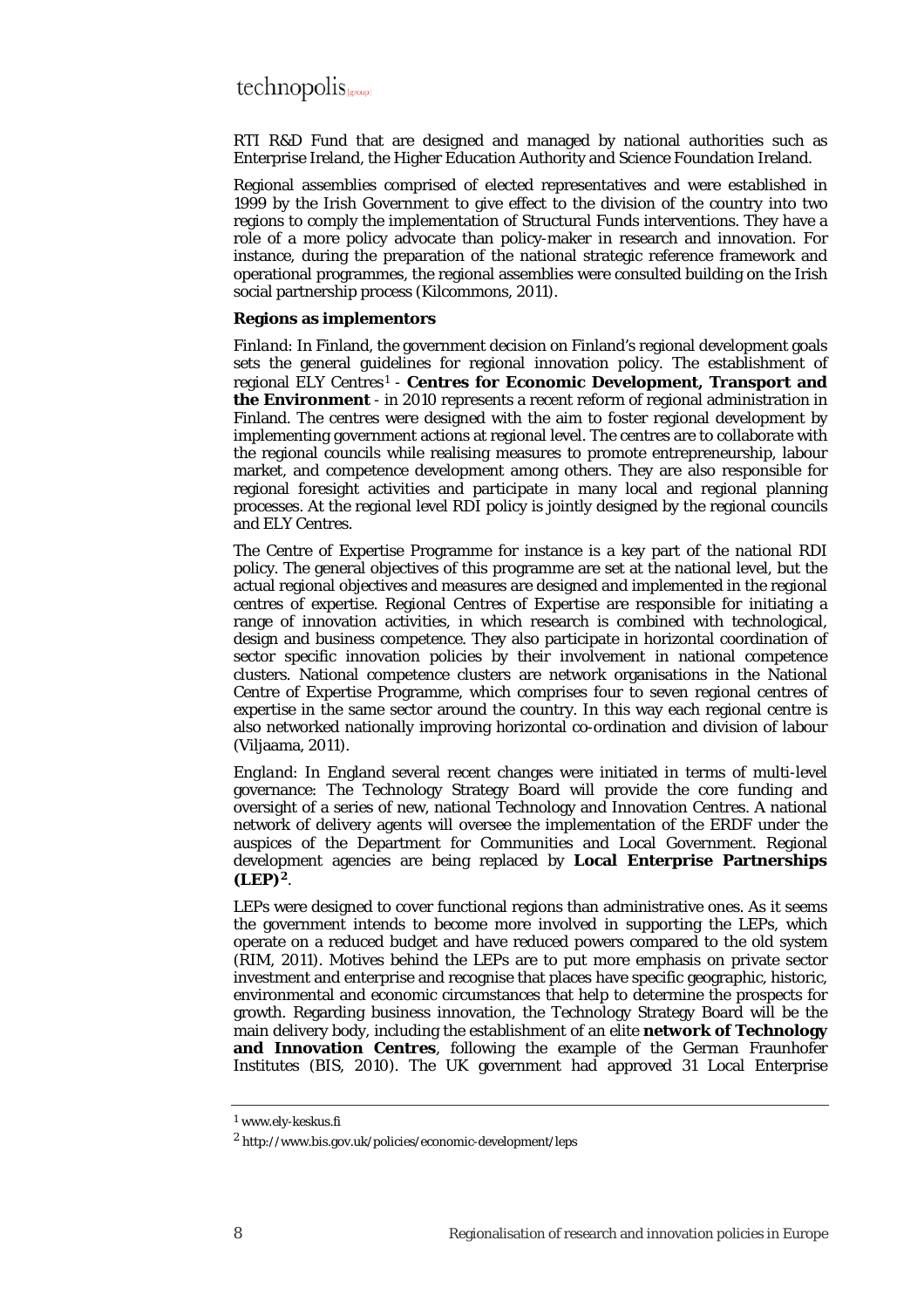RTI R&D Fund that are designed and managed by national authorities such as Enterprise Ireland, the Higher Education Authority and Science Foundation Ireland.

Regional assemblies comprised of elected representatives and were established in 1999 by the Irish Government to give effect to the division of the country into two regions to comply the implementation of Structural Funds interventions. They have a role of a more policy advocate than policy-maker in research and innovation. For instance, during the preparation of the national strategic reference framework and operational programmes, the regional assemblies were consulted building on the Irish social partnership process (Kilcommons, 2011).

**Regions as implementors**

*Finland*: In Finland, the government decision on Finland's regional development goals sets the general guidelines for regional innovation policy. The establishment of regional ELY Centres[1] - **Centres for Economic Development, Transport and the Environment** - in 2010 represents a recent reform of regional administration in Finland. The centres were designed with the aim to foster regional development by implementing government actions at regional level. The centres are to collaborate with the regional councils while realising measures to promote entrepreneurship, labour market, and competence development among others. They are also responsible for regional foresight activities and participate in many local and regional planning processes. At the regional level RDI policy is jointly designed by the regional councils and ELY Centres.

The Centre of Expertise Programme for instance is a key part of the national RDI policy. The general objectives of this programme are set at the national level, but the actual regional objectives and measures are designed and implemented in the regional centres of expertise. Regional Centres of Expertise are responsible for initiating a range of innovation activities, in which research is combined with technological, design and business competence. They also participate in horizontal coordination of sector specific innovation policies by their involvement in national competence clusters. National competence clusters are network organisations in the National Centre of Expertise Programme, which comprises four to seven regional centres of expertise in the same sector around the country. In this way each regional centre is also networked nationally improving horizontal co-ordination and division of labour (Viljaama, 2011).

*England*: In England several recent changes were initiated in terms of multi-level governance: The Technology Strategy Board will provide the core funding and oversight of a series of new, national Technology and Innovation Centres. A national network of delivery agents will oversee the implementation of the ERDF under the auspices of the Department for Communities and Local Government. Regional development agencies are being replaced by **Local Enterprise Partnerships (LEP)**[2].

LEPs were designed to cover functional regions than administrative ones. As it seems the government intends to become more involved in supporting the LEPs, which operate on a reduced budget and have reduced powers compared to the old system (RIM, 2011). Motives behind the LEPs are to put more emphasis on private sector investment and enterprise and recognise that places have specific geographic, historic, environmental and economic circumstances that help to determine the prospects for growth. Regarding business innovation, the Technology Strategy Board will be the main delivery body, including the establishment of an elite **network of Technology and Innovation Centres**, following the example of the German Fraunhofer Institutes (BIS, 2010). The UK government had approved 31 Local Enterprise

---

[1] www.ely-keskus.fi

[2] http://www.bis.gov.uk/policies/economic-development/leps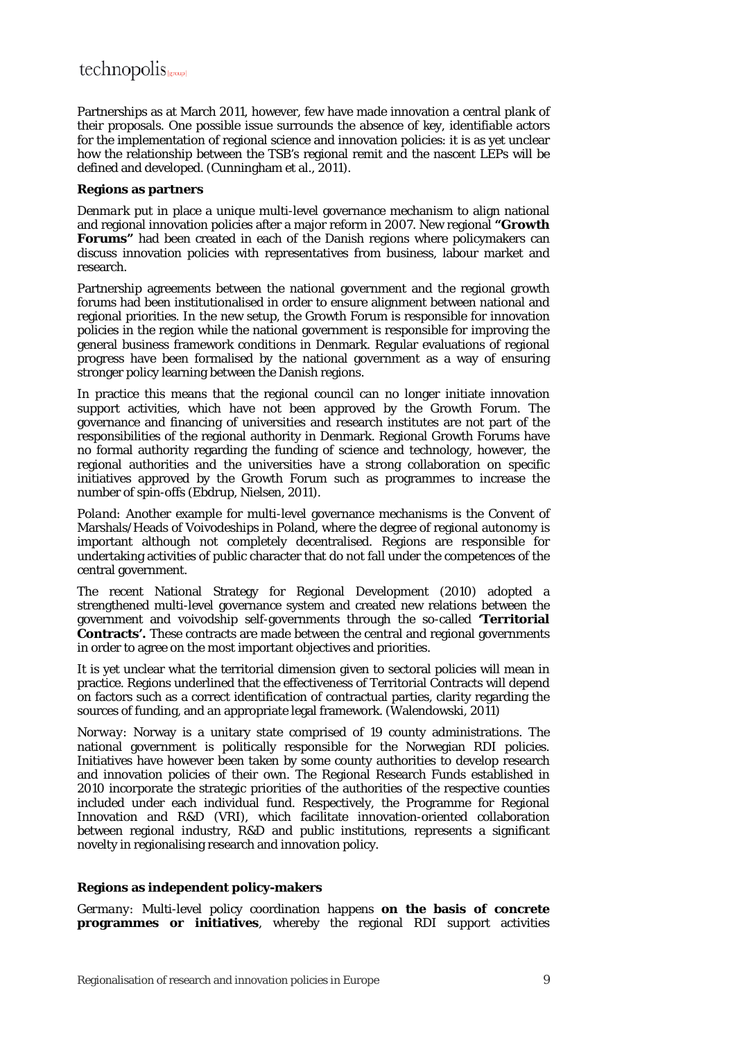Partnerships as at March 2011, however, few have made innovation a central plank of their proposals. One possible issue surrounds the absence of key, identifiable actors for the implementation of regional science and innovation policies: it is as yet unclear how the relationship between the TSB's regional remit and the nascent LEPs will be defined and developed. (Cunningham et al., 2011).

**Regions as partners**

*Denmark* put in place a unique multi-level governance mechanism to align national and regional innovation policies after a major reform in 2007. New regional **"Growth Forums"** had been created in each of the Danish regions where policymakers can discuss innovation policies with representatives from business, labour market and research.

Partnership agreements between the national government and the regional growth forums had been institutionalised in order to ensure alignment between national and regional priorities. In the new setup, the Growth Forum is responsible for innovation policies in the region while the national government is responsible for improving the general business framework conditions in Denmark. Regular evaluations of regional progress have been formalised by the national government as a way of ensuring stronger policy learning between the Danish regions.

In practice this means that the regional council can no longer initiate innovation support activities, which have not been approved by the Growth Forum. The governance and financing of universities and research institutes are not part of the responsibilities of the regional authority in Denmark. Regional Growth Forums have no formal authority regarding the funding of science and technology, however, the regional authorities and the universities have a strong collaboration on specific initiatives approved by the Growth Forum such as programmes to increase the number of spin-offs (Ebdrup, Nielsen, 2011).

*Poland*: Another example for multi-level governance mechanisms is the Convent of Marshals/Heads of Voivodeships in Poland, where the degree of regional autonomy is important although not completely decentralised. Regions are responsible for undertaking activities of public character that do not fall under the competences of the central government.

The recent National Strategy for Regional Development (2010) adopted a strengthened multi-level governance system and created new relations between the government and voivodship self-governments through the so-called **'Territorial Contracts'.** These contracts are made between the central and regional governments in order to agree on the most important objectives and priorities.

It is yet unclear what the territorial dimension given to sectoral policies will mean in practice. Regions underlined that the effectiveness of Territorial Contracts will depend on factors such as a correct identification of contractual parties, clarity regarding the sources of funding, and an appropriate legal framework. (Walendowski, 2011)

*Norway*: Norway is a unitary state comprised of 19 county administrations. The national government is politically responsible for the Norwegian RDI policies. Initiatives have however been taken by some county authorities to develop research and innovation policies of their own. The Regional Research Funds established in 2010 incorporate the strategic priorities of the authorities of the respective counties included under each individual fund. Respectively, the Programme for Regional Innovation and R&D (VRI), which facilitate innovation-oriented collaboration between regional industry, R&D and public institutions, represents a significant novelty in regionalising research and innovation policy.

**Regions as independent policy-makers**

*Germany*: Multi-level policy coordination happens **on the basis of concrete programmes or initiatives**, whereby the regional RDI support activities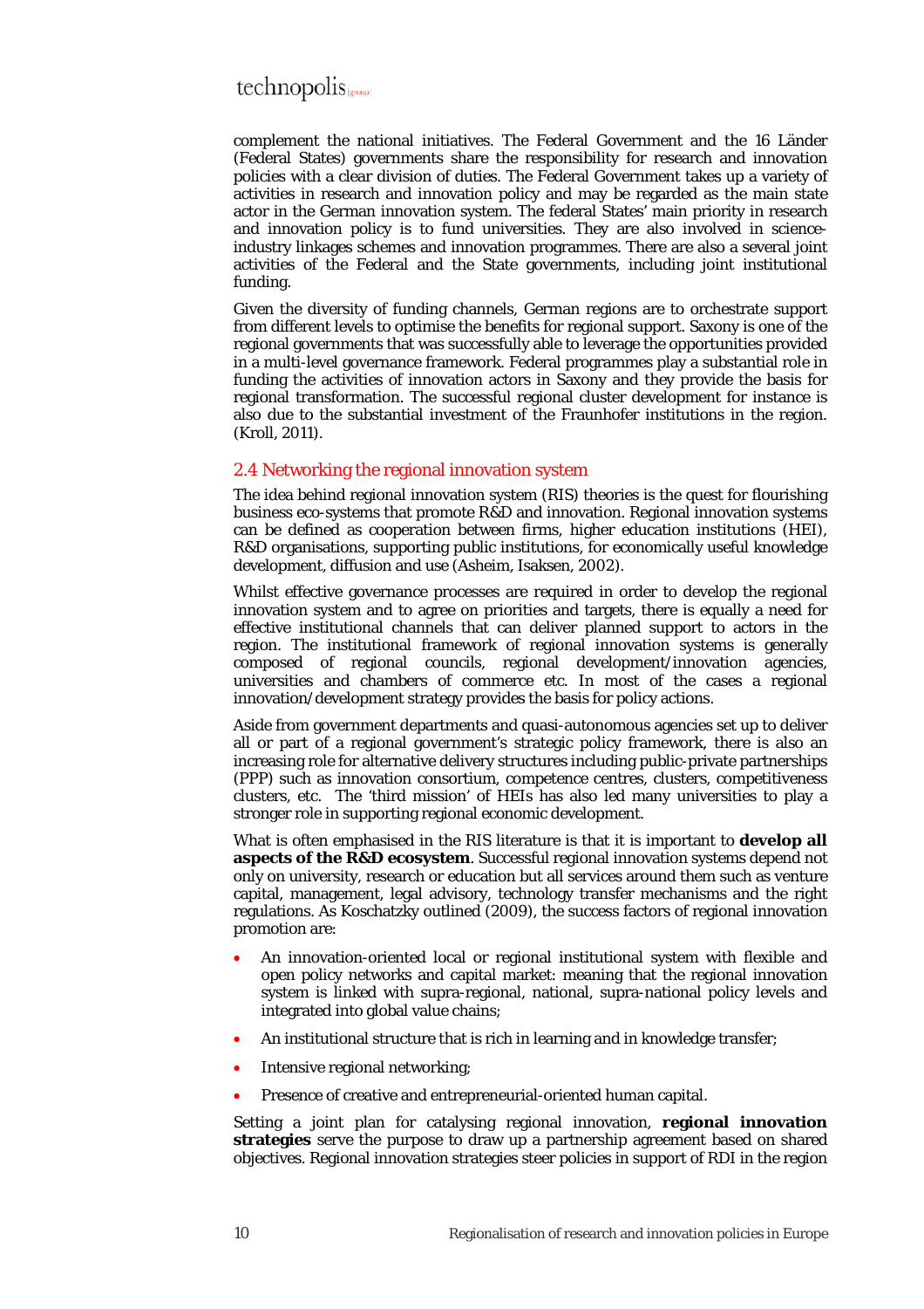complement the national initiatives. The Federal Government and the 16 Länder (Federal States) governments share the responsibility for research and innovation policies with a clear division of duties. The Federal Government takes up a variety of activities in research and innovation policy and may be regarded as the main state actor in the German innovation system. The federal States' main priority in research and innovation policy is to fund universities. They are also involved in science-industry linkages schemes and innovation programmes. There are also a several joint activities of the Federal and the State governments, including joint institutional funding.

Given the diversity of funding channels, German regions are to orchestrate support from different levels to optimise the benefits for regional support. Saxony is one of the regional governments that was successfully able to leverage the opportunities provided in a multi-level governance framework. Federal programmes play a substantial role in funding the activities of innovation actors in Saxony and they provide the basis for regional transformation. The successful regional cluster development for instance is also due to the substantial investment of the Fraunhofer institutions in the region. (Kroll, 2011).

## 2.4 Networking the regional innovation system

The idea behind regional innovation system (RIS) theories is the quest for flourishing business eco-systems that promote R&D and innovation. Regional innovation systems can be defined as cooperation between firms, higher education institutions (HEI), R&D organisations, supporting public institutions, for economically useful knowledge development, diffusion and use (Asheim, Isaksen, 2002).

Whilst effective governance processes are required in order to develop the regional innovation system and to agree on priorities and targets, there is equally a need for effective institutional channels that can deliver planned support to actors in the region. The institutional framework of regional innovation systems is generally composed of regional councils, regional development/innovation agencies, universities and chambers of commerce etc. In most of the cases a regional innovation/development strategy provides the basis for policy actions.

Aside from government departments and quasi-autonomous agencies set up to deliver all or part of a regional government's strategic policy framework, there is also an increasing role for alternative delivery structures including public-private partnerships (PPP) such as innovation consortium, competence centres, clusters, competitiveness clusters, etc. The 'third mission' of HEIs has also led many universities to play a stronger role in supporting regional economic development.

What is often emphasised in the RIS literature is that it is important to **develop all aspects of the R&D ecosystem**. Successful regional innovation systems depend not only on university, research or education but all services around them such as venture capital, management, legal advisory, technology transfer mechanisms and the right regulations. As Koschatzky outlined (2009), the success factors of regional innovation promotion are:

- An innovation-oriented local or regional institutional system with flexible and open policy networks and capital market: meaning that the regional innovation system is linked with supra-regional, national, supra-national policy levels and integrated into global value chains;
- An institutional structure that is rich in learning and in knowledge transfer;
- Intensive regional networking;
- Presence of creative and entrepreneurial-oriented human capital.

Setting a joint plan for catalysing regional innovation, **regional innovation strategies** serve the purpose to draw up a partnership agreement based on shared objectives. Regional innovation strategies steer policies in support of RDI in the region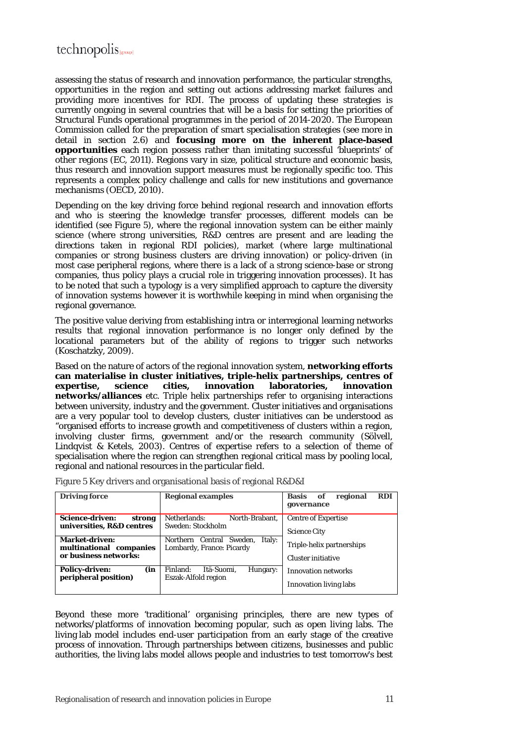assessing the status of research and innovation performance, the particular strengths, opportunities in the region and setting out actions addressing market failures and providing more incentives for RDI. The process of updating these strategies is currently ongoing in several countries that will be a basis for setting the priorities of Structural Funds operational programmes in the period of 2014-2020. The European Commission called for the preparation of smart specialisation strategies (see more in detail in section 2.6) and **focusing more on the inherent place-based opportunities** each region possess rather than imitating successful 'blueprints' of other regions (EC, 2011). Regions vary in size, political structure and economic basis, thus research and innovation support measures must be regionally specific too. This represents a complex policy challenge and calls for new institutions and governance mechanisms (OECD, 2010).

Depending on the key driving force behind regional research and innovation efforts and who is steering the knowledge transfer processes, different models can be identified (see Figure 5), where the regional innovation system can be either mainly science (where strong universities, R&D centres are present and are leading the directions taken in regional RDI policies), market (where large multinational companies or strong business clusters are driving innovation) or policy-driven (in most case peripheral regions, where there is a lack of a strong science-base or strong companies, thus policy plays a crucial role in triggering innovation processes). It has to be noted that such a typology is a very simplified approach to capture the diversity of innovation systems however it is worthwhile keeping in mind when organising the regional governance.

The positive value deriving from establishing intra or interregional learning networks results that regional innovation performance is no longer only defined by the locational parameters but of the ability of regions to trigger such networks (Koschatzky, 2009).

Based on the nature of actors of the regional innovation system, **networking efforts can materialise in cluster initiatives, triple-helix partnerships, centres of expertise, science cities, innovation laboratories, innovation networks/alliances** etc. Triple helix partnerships refer to organising interactions between university, industry and the government. Cluster initiatives and organisations are a very popular tool to develop clusters, cluster initiatives can be understood as "organised efforts to increase growth and competitiveness of clusters within a region, involving cluster firms, government and/or the research community (Sölvell, Lindqvist & Ketels, 2003). Centres of expertise refers to a selection of theme of specialisation where the region can strengthen regional critical mass by pooling local, regional and national resources in the particular field.

Figure 5 Key drivers and organisational basis of regional R&D&I

| Driving force | Regional examples | Basis of regional RDI governance |
|---|---|---|
| **Science-driven: strong universities, R&D centres** | Netherlands: North-Brabant, Sweden: Stockholm | Centre of Expertise<br>Science City |
| **Market-driven: multinational companies or business networks:** | Northern Central Sweden, Italy: Lombardy, France: Picardy | Triple-helix partnerships<br>Cluster initiative |
| **Policy-driven: (in peripheral position)** | Finland: Itä-Suomi, Hungary: Eszak-Alfold region | Innovation networks<br>Innovation living labs |

Beyond these more 'traditional' organising principles, there are new types of networks/platforms of innovation becoming popular, such as open living labs. The living lab model includes end-user participation from an early stage of the creative process of innovation. Through partnerships between citizens, businesses and public authorities, the living labs model allows people and industries to test tomorrow's best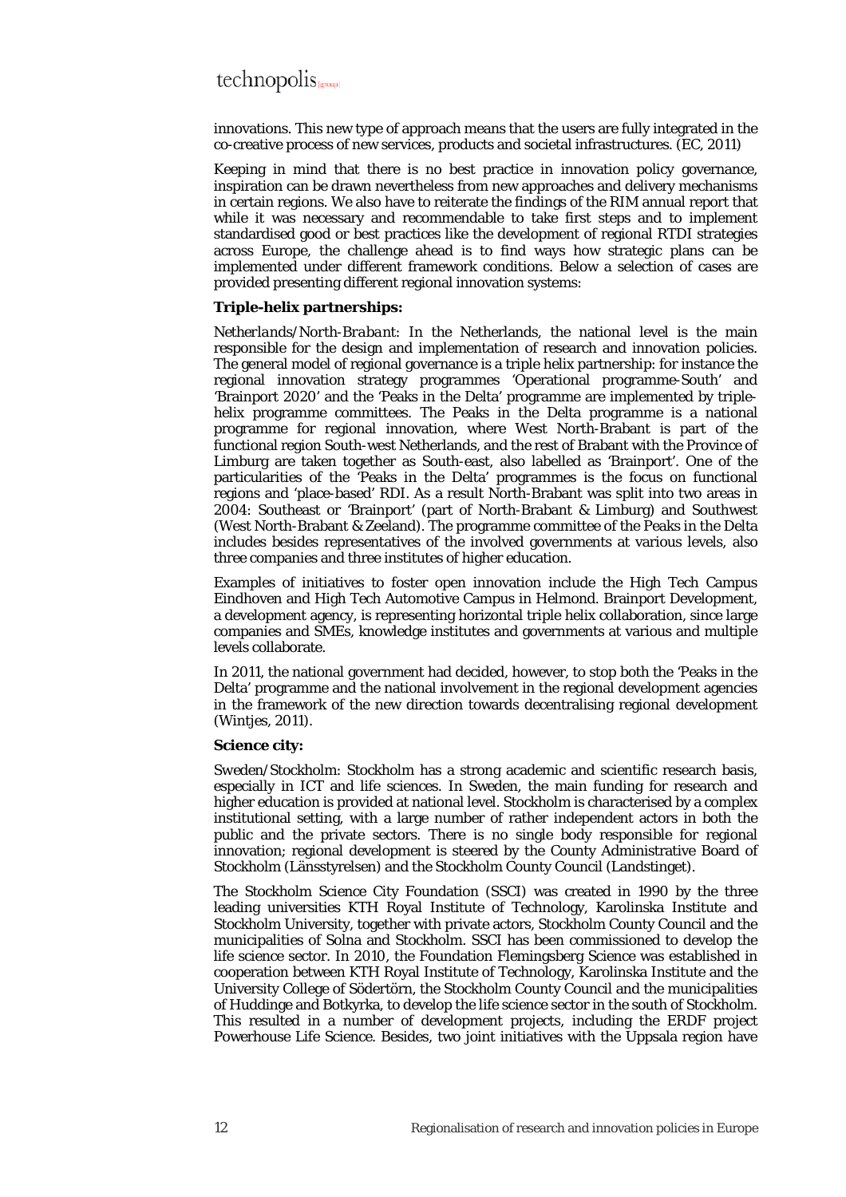innovations. This new type of approach means that the users are fully integrated in the co-creative process of new services, products and societal infrastructures. (EC, 2011)

Keeping in mind that there is no best practice in innovation policy governance, inspiration can be drawn nevertheless from new approaches and delivery mechanisms in certain regions. We also have to reiterate the findings of the RIM annual report that while it was necessary and recommendable to take first steps and to implement standardised good or best practices like the development of regional RTDI strategies across Europe, the challenge ahead is to find ways how strategic plans can be implemented under different framework conditions. Below a selection of cases are provided presenting different regional innovation systems:

**Triple-helix partnerships:**

*Netherlands/North-Brabant:* In the Netherlands, the national level is the main responsible for the design and implementation of research and innovation policies. The general model of regional governance is a triple helix partnership: for instance the regional innovation strategy programmes 'Operational programme-South' and 'Brainport 2020' and the 'Peaks in the Delta' programme are implemented by triple-helix programme committees. The Peaks in the Delta programme is a national programme for regional innovation, where West North-Brabant is part of the functional region South-west Netherlands, and the rest of Brabant with the Province of Limburg are taken together as South-east, also labelled as 'Brainport'. One of the particularities of the 'Peaks in the Delta' programmes is the focus on functional regions and 'place-based' RDI. As a result North-Brabant was split into two areas in 2004: Southeast or 'Brainport' (part of North-Brabant & Limburg) and Southwest (West North-Brabant & Zeeland). The programme committee of the Peaks in the Delta includes besides representatives of the involved governments at various levels, also three companies and three institutes of higher education.

Examples of initiatives to foster open innovation include the High Tech Campus Eindhoven and High Tech Automotive Campus in Helmond. Brainport Development, a development agency, is representing horizontal triple helix collaboration, since large companies and SMEs, knowledge institutes and governments at various and multiple levels collaborate.

In 2011, the national government had decided, however, to stop both the 'Peaks in the Delta' programme and the national involvement in the regional development agencies in the framework of the new direction towards decentralising regional development (Wintjes, 2011).

**Science city:**

Sweden/Stockholm: Stockholm has a strong academic and scientific research basis, especially in ICT and life sciences. In Sweden, the main funding for research and higher education is provided at national level. Stockholm is characterised by a complex institutional setting, with a large number of rather independent actors in both the public and the private sectors. There is no single body responsible for regional innovation; regional development is steered by the County Administrative Board of Stockholm (Länsstyrelsen) and the Stockholm County Council (Landstinget).

The Stockholm Science City Foundation (SSCI) was created in 1990 by the three leading universities KTH Royal Institute of Technology, Karolinska Institute and Stockholm University, together with private actors, Stockholm County Council and the municipalities of Solna and Stockholm. SSCI has been commissioned to develop the life science sector. In 2010, the Foundation Flemingsberg Science was established in cooperation between KTH Royal Institute of Technology, Karolinska Institute and the University College of Södertörn, the Stockholm County Council and the municipalities of Huddinge and Botkyrka, to develop the life science sector in the south of Stockholm. This resulted in a number of development projects, including the ERDF project Powerhouse Life Science. Besides, two joint initiatives with the Uppsala region have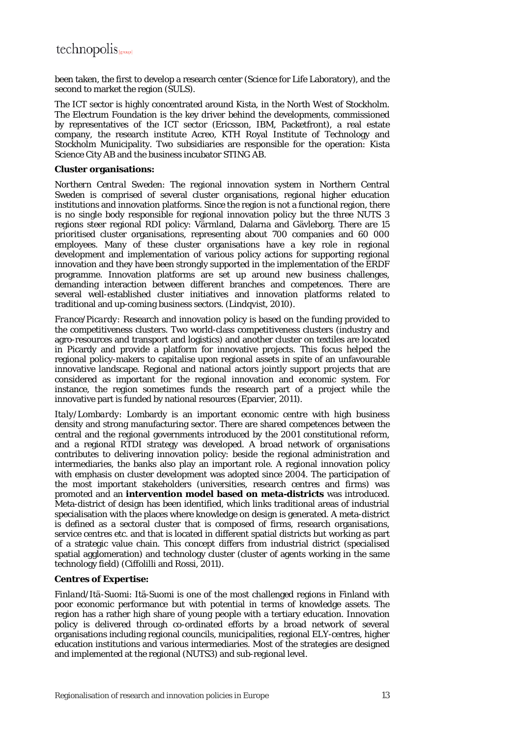been taken, the first to develop a research center (Science for Life Laboratory), and the second to market the region (SULS).

The ICT sector is highly concentrated around Kista, in the North West of Stockholm. The Electrum Foundation is the key driver behind the developments, commissioned by representatives of the ICT sector (Ericsson, IBM, Packetfront), a real estate company, the research institute Acreo, KTH Royal Institute of Technology and Stockholm Municipality. Two subsidiaries are responsible for the operation: Kista Science City AB and the business incubator STING AB.

**Cluster organisations:**

*Northern Central Sweden*: The regional innovation system in Northern Central Sweden is comprised of several cluster organisations, regional higher education institutions and innovation platforms. Since the region is not a functional region, there is no single body responsible for regional innovation policy but the three NUTS 3 regions steer regional RDI policy: Värmland, Dalarna and Gävleborg. There are 15 prioritised cluster organisations, representing about 700 companies and 60 000 employees. Many of these cluster organisations have a key role in regional development and implementation of various policy actions for supporting regional innovation and they have been strongly supported in the implementation of the ERDF programme. Innovation platforms are set up around new business challenges, demanding interaction between different branches and competences. There are several well-established cluster initiatives and innovation platforms related to traditional and up-coming business sectors. (Lindqvist, 2010).

*France/Picardy*: Research and innovation policy is based on the funding provided to the competitiveness clusters. Two world-class competitiveness clusters (industry and agro-resources and transport and logistics) and another cluster on textiles are located in Picardy and provide a platform for innovative projects. This focus helped the regional policy-makers to capitalise upon regional assets in spite of an unfavourable innovative landscape. Regional and national actors jointly support projects that are considered as important for the regional innovation and economic system. For instance, the region sometimes funds the research part of a project while the innovative part is funded by national resources (Eparvier, 2011).

*Italy/Lombardy*: Lombardy is an important economic centre with high business density and strong manufacturing sector. There are shared competences between the central and the regional governments introduced by the 2001 constitutional reform, and a regional RTDI strategy was developed. A broad network of organisations contributes to delivering innovation policy: beside the regional administration and intermediaries, the banks also play an important role. A regional innovation policy with emphasis on cluster development was adopted since 2004. The participation of the most important stakeholders (universities, research centres and firms) was promoted and an **intervention model based on meta-districts** was introduced. Meta-district of design has been identified, which links traditional areas of industrial specialisation with the places where knowledge on design is generated. A meta-district is defined as a sectoral cluster that is composed of firms, research organisations, service centres etc. and that is located in different spatial districts but working as part of a strategic value chain. This concept differs from industrial district (specialised spatial agglomeration) and technology cluster (cluster of agents working in the same technology field) (Ciffolilli and Rossi, 2011).

**Centres of Expertise:**

*Finland/Itä-Suomi*: Itä-Suomi is one of the most challenged regions in Finland with poor economic performance but with potential in terms of knowledge assets. The region has a rather high share of young people with a tertiary education. Innovation policy is delivered through co-ordinated efforts by a broad network of several organisations including regional councils, municipalities, regional ELY-centres, higher education institutions and various intermediaries. Most of the strategies are designed and implemented at the regional (NUTS3) and sub-regional level.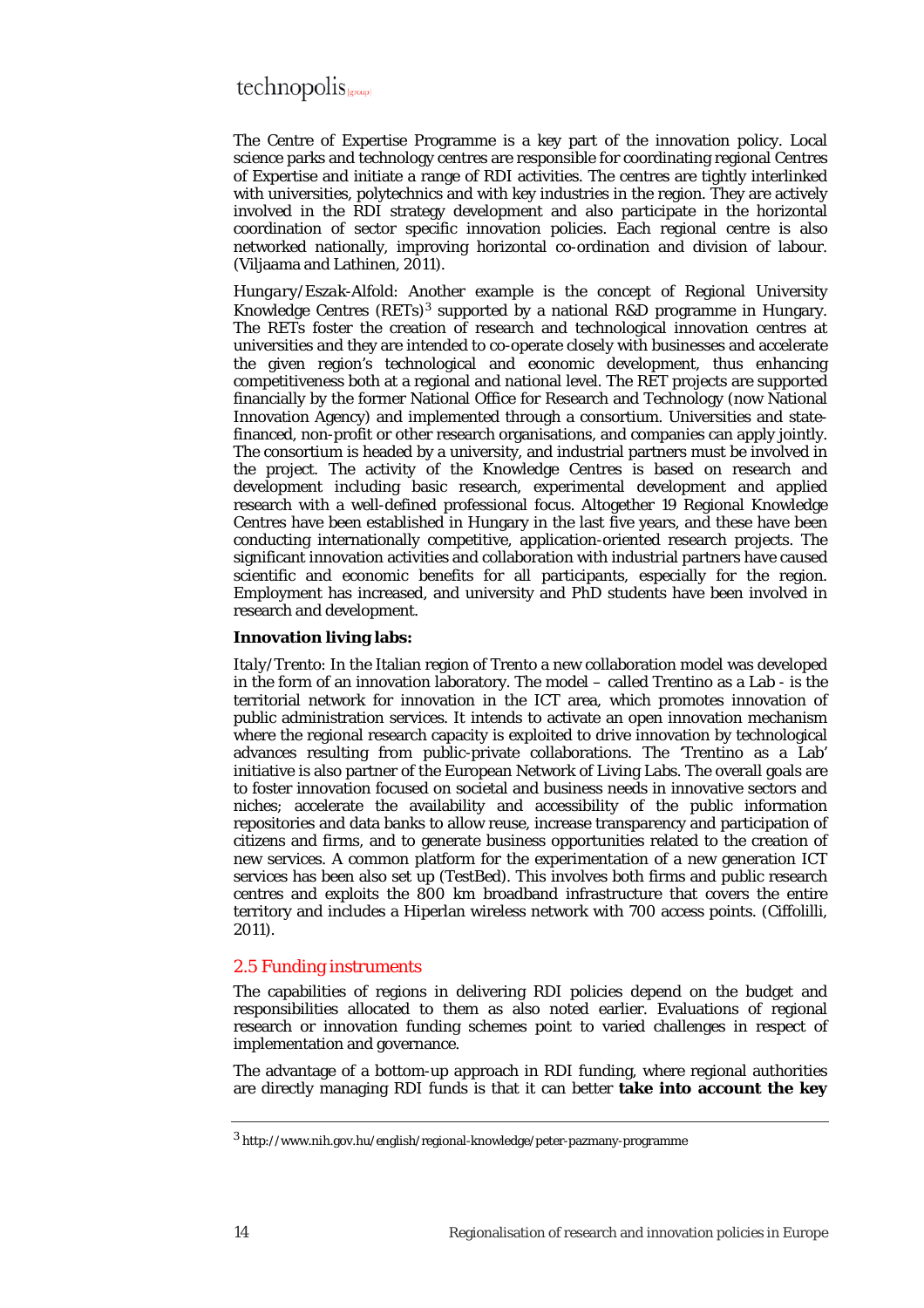The Centre of Expertise Programme is a key part of the innovation policy. Local science parks and technology centres are responsible for coordinating regional Centres of Expertise and initiate a range of RDI activities. The centres are tightly interlinked with universities, polytechnics and with key industries in the region. They are actively involved in the RDI strategy development and also participate in the horizontal coordination of sector specific innovation policies. Each regional centre is also networked nationally, improving horizontal co-ordination and division of labour. (Viljaama and Lathinen, 2011).

*Hungary/Eszak-Alfold*: Another example is the concept of Regional University Knowledge Centres (RETs)[3] supported by a national R&D programme in Hungary. The RETs foster the creation of research and technological innovation centres at universities and they are intended to co-operate closely with businesses and accelerate the given region's technological and economic development, thus enhancing competitiveness both at a regional and national level. The RET projects are supported financially by the former National Office for Research and Technology (now National Innovation Agency) and implemented through a consortium. Universities and state-financed, non-profit or other research organisations, and companies can apply jointly. The consortium is headed by a university, and industrial partners must be involved in the project. The activity of the Knowledge Centres is based on research and development including basic research, experimental development and applied research with a well-defined professional focus. Altogether 19 Regional Knowledge Centres have been established in Hungary in the last five years, and these have been conducting internationally competitive, application-oriented research projects. The significant innovation activities and collaboration with industrial partners have caused scientific and economic benefits for all participants, especially for the region. Employment has increased, and university and PhD students have been involved in research and development.

**Innovation living labs:**

*Italy/Trento*: In the Italian region of Trento a new collaboration model was developed in the form of an innovation laboratory. The model – called Trentino as a Lab - is the territorial network for innovation in the ICT area, which promotes innovation of public administration services. It intends to activate an open innovation mechanism where the regional research capacity is exploited to drive innovation by technological advances resulting from public-private collaborations. The 'Trentino as a Lab' initiative is also partner of the European Network of Living Labs. The overall goals are to foster innovation focused on societal and business needs in innovative sectors and niches; accelerate the availability and accessibility of the public information repositories and data banks to allow reuse, increase transparency and participation of citizens and firms, and to generate business opportunities related to the creation of new services. A common platform for the experimentation of a new generation ICT services has been also set up (TestBed). This involves both firms and public research centres and exploits the 800 km broadband infrastructure that covers the entire territory and includes a Hiperlan wireless network with 700 access points. (Ciffolilli, 2011).

## 2.5 Funding instruments

The capabilities of regions in delivering RDI policies depend on the budget and responsibilities allocated to them as also noted earlier. Evaluations of regional research or innovation funding schemes point to varied challenges in respect of implementation and governance.

The advantage of a bottom-up approach in RDI funding, where regional authorities are directly managing RDI funds is that it can better **take into account the key**

[3] http://www.nih.gov.hu/english/regional-knowledge/peter-pazmany-programme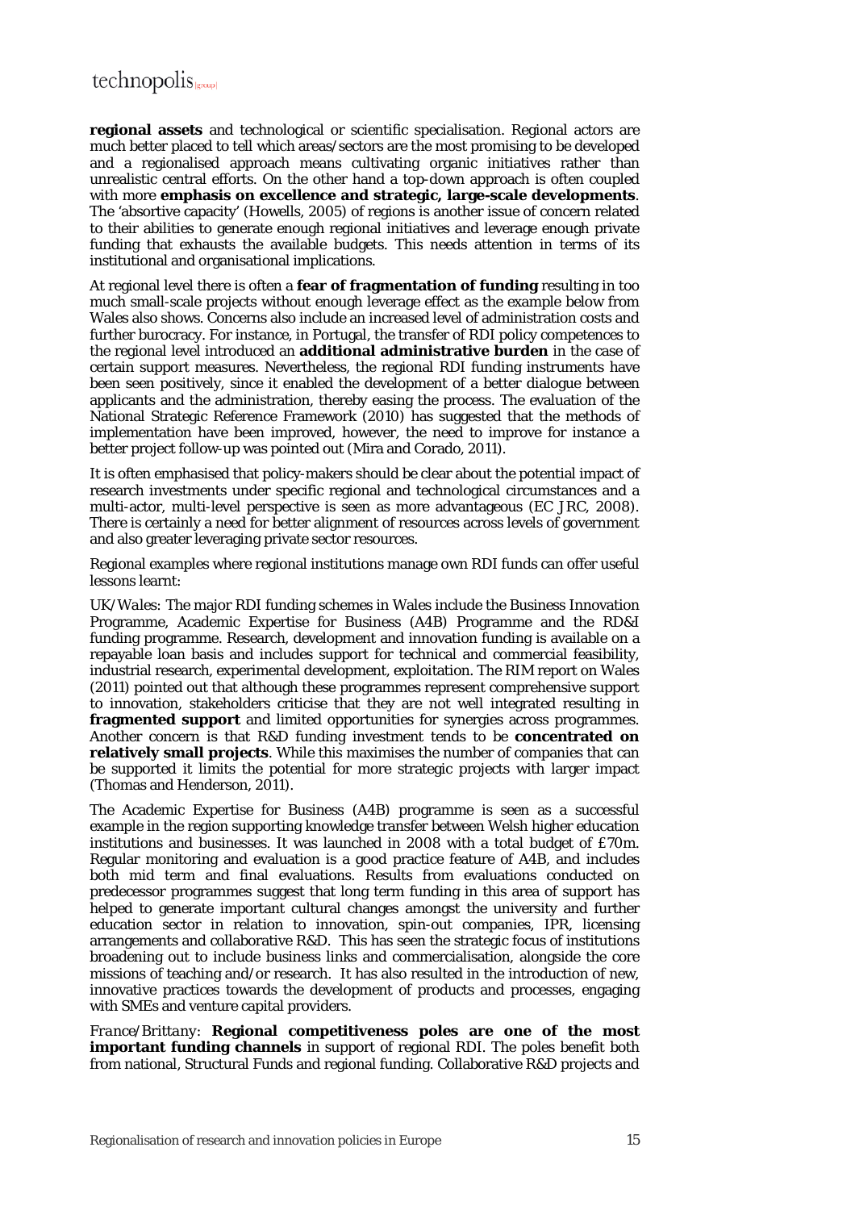**regional assets** and technological or scientific specialisation. Regional actors are much better placed to tell which areas/sectors are the most promising to be developed and a regionalised approach means cultivating organic initiatives rather than unrealistic central efforts. On the other hand a top-down approach is often coupled with more **emphasis on excellence and strategic, large-scale developments**. The 'absorptive capacity' (Howells, 2005) of regions is another issue of concern related to their abilities to generate enough regional initiatives and leverage enough private funding that exhausts the available budgets. This needs attention in terms of its institutional and organisational implications.

At regional level there is often a **fear of fragmentation of funding** resulting in too much small-scale projects without enough leverage effect as the example below from Wales also shows. Concerns also include an increased level of administration costs and further burocracy. For instance, in Portugal, the transfer of RDI policy competences to the regional level introduced an **additional administrative burden** in the case of certain support measures. Nevertheless, the regional RDI funding instruments have been seen positively, since it enabled the development of a better dialogue between applicants and the administration, thereby easing the process. The evaluation of the National Strategic Reference Framework (2010) has suggested that the methods of implementation have been improved, however, the need to improve for instance a better project follow-up was pointed out (Mira and Corado, 2011).

It is often emphasised that policy-makers should be clear about the potential impact of research investments under specific regional and technological circumstances and a multi-actor, multi-level perspective is seen as more advantageous (EC JRC, 2008). There is certainly a need for better alignment of resources across levels of government and also greater leveraging private sector resources.

Regional examples where regional institutions manage own RDI funds can offer useful lessons learnt:

*UK/Wales*: The major RDI funding schemes in Wales include the Business Innovation Programme, Academic Expertise for Business (A4B) Programme and the RD&I funding programme. Research, development and innovation funding is available on a repayable loan basis and includes support for technical and commercial feasibility, industrial research, experimental development, exploitation. The RIM report on Wales (2011) pointed out that although these programmes represent comprehensive support to innovation, stakeholders criticise that they are not well integrated resulting in **fragmented support** and limited opportunities for synergies across programmes. Another concern is that R&D funding investment tends to be **concentrated on relatively small projects**. While this maximises the number of companies that can be supported it limits the potential for more strategic projects with larger impact (Thomas and Henderson, 2011).

The Academic Expertise for Business (A4B) programme is seen as a successful example in the region supporting knowledge transfer between Welsh higher education institutions and businesses. It was launched in 2008 with a total budget of £70m. Regular monitoring and evaluation is a good practice feature of A4B, and includes both mid term and final evaluations. Results from evaluations conducted on predecessor programmes suggest that long term funding in this area of support has helped to generate important cultural changes amongst the university and further education sector in relation to innovation, spin-out companies, IPR, licensing arrangements and collaborative R&D. This has seen the strategic focus of institutions broadening out to include business links and commercialisation, alongside the core missions of teaching and/or research. It has also resulted in the introduction of new, innovative practices towards the development of products and processes, engaging with SMEs and venture capital providers.

*France/Brittany*: **Regional competitiveness poles are one of the most important funding channels** in support of regional RDI. The poles benefit both from national, Structural Funds and regional funding. Collaborative R&D projects and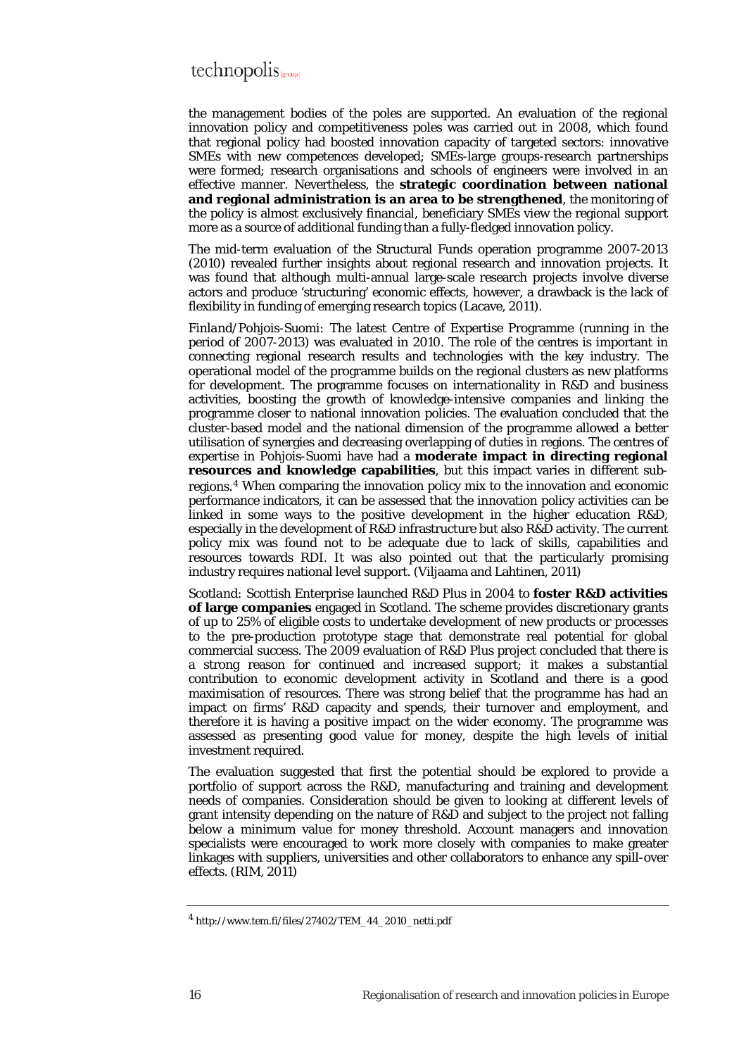the management bodies of the poles are supported. An evaluation of the regional innovation policy and competitiveness poles was carried out in 2008, which found that regional policy had boosted innovation capacity of targeted sectors: innovative SMEs with new competences developed; SMEs-large groups-research partnerships were formed; research organisations and schools of engineers were involved in an effective manner. Nevertheless, the **strategic coordination between national and regional administration is an area to be strengthened**, the monitoring of the policy is almost exclusively financial, beneficiary SMEs view the regional support more as a source of additional funding than a fully-fledged innovation policy.

The mid-term evaluation of the Structural Funds operation programme 2007-2013 (2010) revealed further insights about regional research and innovation projects. It was found that although multi-annual large-scale research projects involve diverse actors and produce 'structuring' economic effects, however, a drawback is the lack of flexibility in funding of emerging research topics (Lacave, 2011).

*Finland/Pohjois-Suomi:* The latest Centre of Expertise Programme (running in the period of 2007-2013) was evaluated in 2010. The role of the centres is important in connecting regional research results and technologies with the key industry. The operational model of the programme builds on the regional clusters as new platforms for development. The programme focuses on internationality in R&D and business activities, boosting the growth of knowledge-intensive companies and linking the programme closer to national innovation policies. The evaluation concluded that the cluster-based model and the national dimension of the programme allowed a better utilisation of synergies and decreasing overlapping of duties in regions. The centres of expertise in Pohjois-Suomi have had a **moderate impact in directing regional resources and knowledge capabilities**, but this impact varies in different sub-regions.[4] When comparing the innovation policy mix to the innovation and economic performance indicators, it can be assessed that the innovation policy activities can be linked in some ways to the positive development in the higher education R&D, especially in the development of R&D infrastructure but also R&D activity. The current policy mix was found not to be adequate due to lack of skills, capabilities and resources towards RDI. It was also pointed out that the particularly promising industry requires national level support. (Viljaama and Lahtinen, 2011)

*Scotland:* Scottish Enterprise launched R&D Plus in 2004 to **foster R&D activities of large companies** engaged in Scotland. The scheme provides discretionary grants of up to 25% of eligible costs to undertake development of new products or processes to the pre-production prototype stage that demonstrate real potential for global commercial success. The 2009 evaluation of R&D Plus project concluded that there is a strong reason for continued and increased support; it makes a substantial contribution to economic development activity in Scotland and there is a good maximisation of resources. There was strong belief that the programme has had an impact on firms' R&D capacity and spends, their turnover and employment, and therefore it is having a positive impact on the wider economy. The programme was assessed as presenting good value for money, despite the high levels of initial investment required.

The evaluation suggested that first the potential should be explored to provide a portfolio of support across the R&D, manufacturing and training and development needs of companies. Consideration should be given to looking at different levels of grant intensity depending on the nature of R&D and subject to the project not falling below a minimum value for money threshold. Account managers and innovation specialists were encouraged to work more closely with companies to make greater linkages with suppliers, universities and other collaborators to enhance any spill-over effects. (RIM, 2011)

---

[4] http://www.tem.fi/files/27402/TEM_44_2010_netti.pdf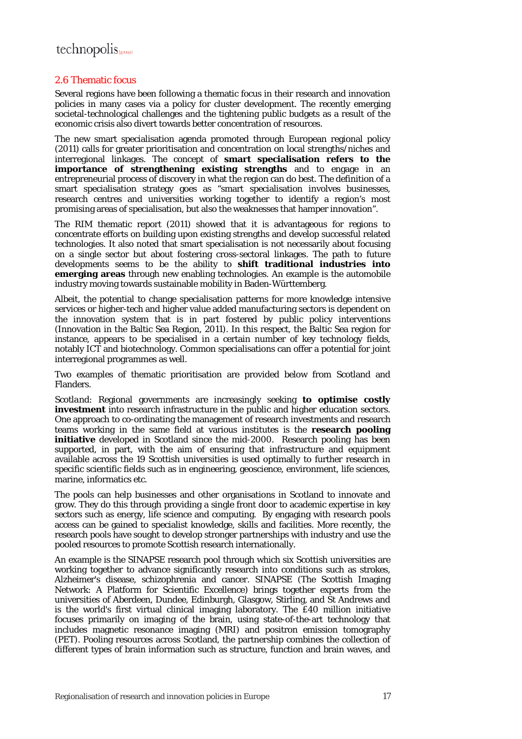## 2.6 Thematic focus

Several regions have been following a thematic focus in their research and innovation policies in many cases via a policy for cluster development. The recently emerging societal-technological challenges and the tightening public budgets as a result of the economic crisis also divert towards better concentration of resources.

The new smart specialisation agenda promoted through European regional policy (2011) calls for greater prioritisation and concentration on local strengths/niches and interregional linkages. The concept of **smart specialisation refers to the importance of strengthening existing strengths** and to engage in an entrepreneurial process of discovery in what the region can do best. The definition of a smart specialisation strategy goes as "smart specialisation involves businesses, research centres and universities working together to identify a region's most promising areas of specialisation, but also the weaknesses that hamper innovation".

The RIM thematic report (2011) showed that it is advantageous for regions to concentrate efforts on building upon existing strengths and develop successful related technologies. It also noted that smart specialisation is not necessarily about focusing on a single sector but about fostering cross-sectoral linkages. The path to future developments seems to be the ability to **shift traditional industries into emerging areas** through new enabling technologies. An example is the automobile industry moving towards sustainable mobility in Baden-Württemberg.

Albeit, the potential to change specialisation patterns for more knowledge intensive services or higher-tech and higher value added manufacturing sectors is dependent on the innovation system that is in part fostered by public policy interventions (Innovation in the Baltic Sea Region, 2011). In this respect, the Baltic Sea region for instance, appears to be specialised in a certain number of key technology fields, notably ICT and biotechnology. Common specialisations can offer a potential for joint interregional programmes as well.

Two examples of thematic prioritisation are provided below from Scotland and Flanders.

*Scotland*: Regional governments are increasingly seeking **to optimise costly investment** into research infrastructure in the public and higher education sectors. One approach to co-ordinating the management of research investments and research teams working in the same field at various institutes is the **research pooling initiative** developed in Scotland since the mid-2000. Research pooling has been supported, in part, with the aim of ensuring that infrastructure and equipment available across the 19 Scottish universities is used optimally to further research in specific scientific fields such as in engineering, geoscience, environment, life sciences, marine, informatics etc.

The pools can help businesses and other organisations in Scotland to innovate and grow. They do this through providing a single front door to academic expertise in key sectors such as energy, life science and computing. By engaging with research pools access can be gained to specialist knowledge, skills and facilities. More recently, the research pools have sought to develop stronger partnerships with industry and use the pooled resources to promote Scottish research internationally.

An example is the SINAPSE research pool through which six Scottish universities are working together to advance significantly research into conditions such as strokes, Alzheimer's disease, schizophrenia and cancer. SINAPSE (The Scottish Imaging Network: A Platform for Scientific Excellence) brings together experts from the universities of Aberdeen, Dundee, Edinburgh, Glasgow, Stirling, and St Andrews and is the world's first virtual clinical imaging laboratory. The £40 million initiative focuses primarily on imaging of the brain, using state-of-the-art technology that includes magnetic resonance imaging (MRI) and positron emission tomography (PET). Pooling resources across Scotland, the partnership combines the collection of different types of brain information such as structure, function and brain waves, and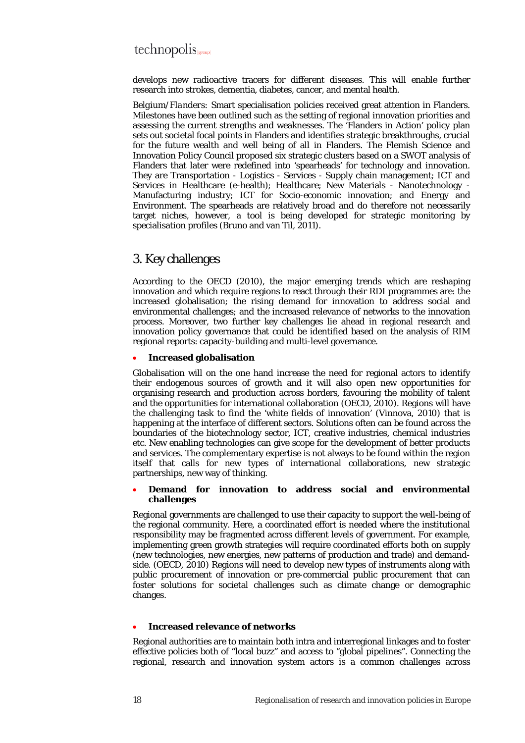develops new radioactive tracers for different diseases. This will enable further research into strokes, dementia, diabetes, cancer, and mental health.

*Belgium/Flanders*: Smart specialisation policies received great attention in Flanders. Milestones have been outlined such as the setting of regional innovation priorities and assessing the current strengths and weaknesses. The 'Flanders in Action' policy plan sets out societal focal points in Flanders and identifies strategic breakthroughs, crucial for the future wealth and well being of all in Flanders. The Flemish Science and Innovation Policy Council proposed six strategic clusters based on a SWOT analysis of Flanders that later were redefined into 'spearheads' for technology and innovation. They are Transportation - Logistics - Services - Supply chain management; ICT and Services in Healthcare (e-health); Healthcare; New Materials - Nanotechnology - Manufacturing industry; ICT for Socio-economic innovation; and Energy and Environment. The spearheads are relatively broad and do therefore not necessarily target niches, however, a tool is being developed for strategic monitoring by specialisation profiles (Bruno and van Til, 2011).

## 3. Key challenges

According to the OECD (2010), the major emerging trends which are reshaping innovation and which require regions to react through their RDI programmes are: the increased globalisation; the rising demand for innovation to address social and environmental challenges; and the increased relevance of networks to the innovation process. Moreover, two further key challenges lie ahead in regional research and innovation policy governance that could be identified based on the analysis of RIM regional reports: capacity-building and multi-level governance.

- **Increased globalisation**

Globalisation will on the one hand increase the need for regional actors to identify their endogenous sources of growth and it will also open new opportunities for organising research and production across borders, favouring the mobility of talent and the opportunities for international collaboration (OECD, 2010). Regions will have the challenging task to find the 'white fields of innovation' (Vinnova, 2010) that is happening at the interface of different sectors. Solutions often can be found across the boundaries of the biotechnology sector, ICT, creative industries, chemical industries etc. New enabling technologies can give scope for the development of better products and services. The complementary expertise is not always to be found within the region itself that calls for new types of international collaborations, new strategic partnerships, new way of thinking.

- **Demand for innovation to address social and environmental challenges**

Regional governments are challenged to use their capacity to support the well-being of the regional community. Here, a coordinated effort is needed where the institutional responsibility may be fragmented across different levels of government. For example, implementing green growth strategies will require coordinated efforts both on supply (new technologies, new energies, new patterns of production and trade) and demand-side. (OECD, 2010) Regions will need to develop new types of instruments along with public procurement of innovation or pre-commercial public procurement that can foster solutions for societal challenges such as climate change or demographic changes.

- **Increased relevance of networks**

Regional authorities are to maintain both intra and interregional linkages and to foster effective policies both of "local buzz" and access to "global pipelines". Connecting the regional, research and innovation system actors is a common challenges across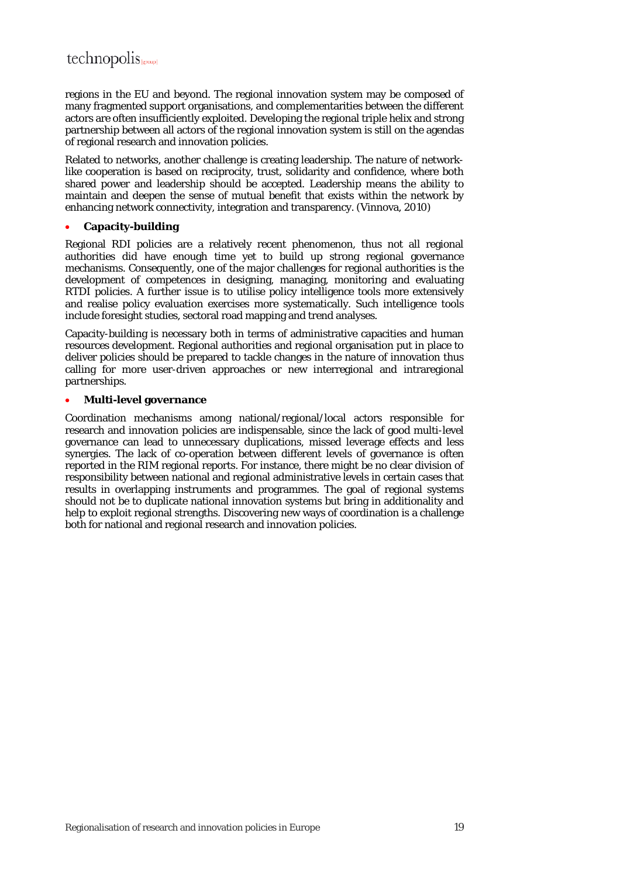regions in the EU and beyond. The regional innovation system may be composed of many fragmented support organisations, and complementarities between the different actors are often insufficiently exploited. Developing the regional triple helix and strong partnership between all actors of the regional innovation system is still on the agendas of regional research and innovation policies.

Related to networks, another challenge is creating leadership. The nature of network-like cooperation is based on reciprocity, trust, solidarity and confidence, where both shared power and leadership should be accepted. Leadership means the ability to maintain and deepen the sense of mutual benefit that exists within the network by enhancing network connectivity, integration and transparency. (Vinnova, 2010)

- **Capacity-building**

Regional RDI policies are a relatively recent phenomenon, thus not all regional authorities did have enough time yet to build up strong regional governance mechanisms. Consequently, one of the major challenges for regional authorities is the development of competences in designing, managing, monitoring and evaluating RTDI policies. A further issue is to utilise policy intelligence tools more extensively and realise policy evaluation exercises more systematically. Such intelligence tools include foresight studies, sectoral road mapping and trend analyses.

Capacity-building is necessary both in terms of administrative capacities and human resources development. Regional authorities and regional organisation put in place to deliver policies should be prepared to tackle changes in the nature of innovation thus calling for more user-driven approaches or new interregional and intraregional partnerships.

- **Multi-level governance**

Coordination mechanisms among national/regional/local actors responsible for research and innovation policies are indispensable, since the lack of good multi-level governance can lead to unnecessary duplications, missed leverage effects and less synergies. The lack of co-operation between different levels of governance is often reported in the RIM regional reports. For instance, there might be no clear division of responsibility between national and regional administrative levels in certain cases that results in overlapping instruments and programmes. The goal of regional systems should not be to duplicate national innovation systems but bring in additionality and help to exploit regional strengths. Discovering new ways of coordination is a challenge both for national and regional research and innovation policies.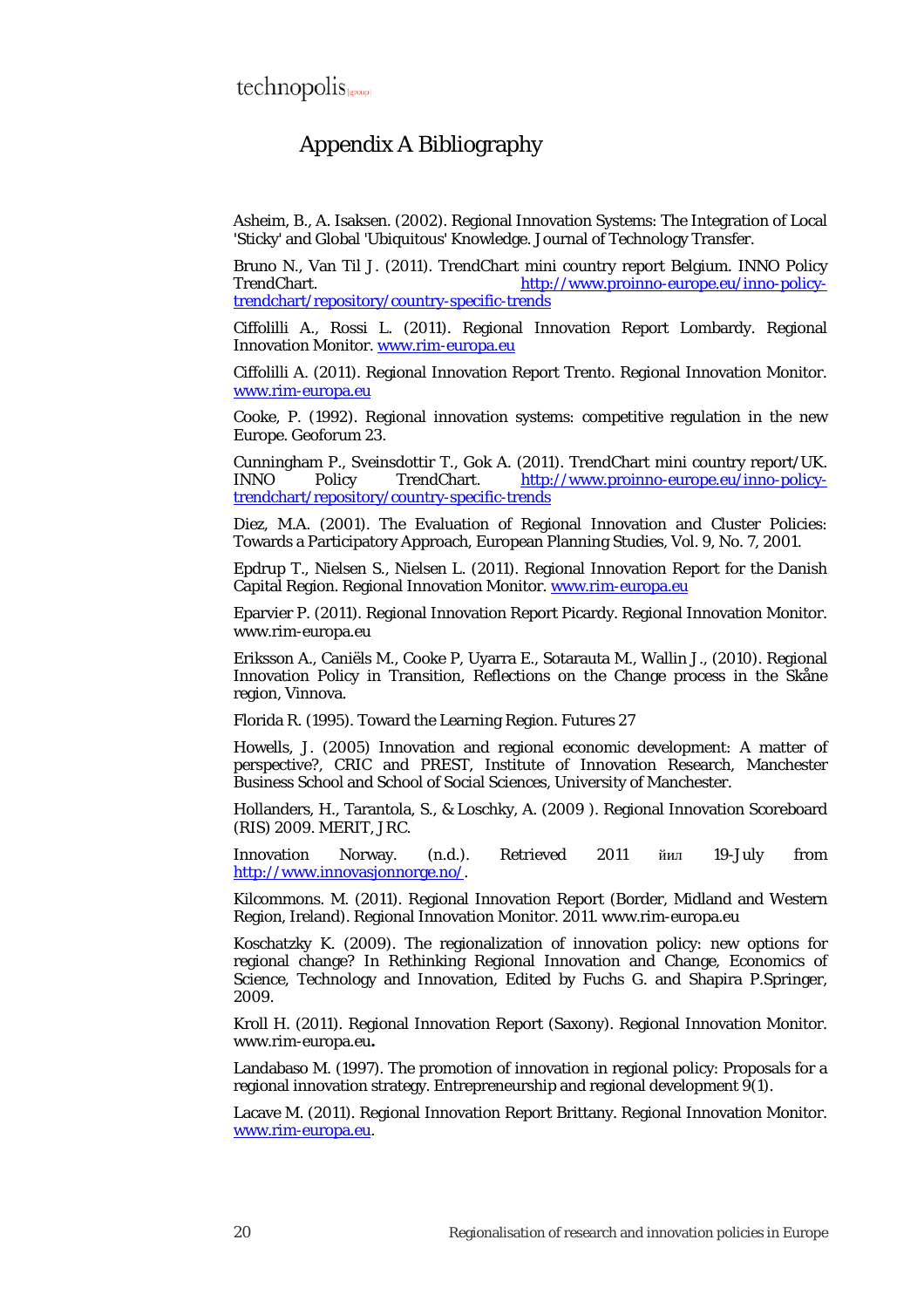# Appendix A Bibliography

Asheim, B., A. Isaksen. (2002). Regional Innovation Systems: The Integration of Local 'Sticky' and Global 'Ubiquitous' Knowledge. Journal of Technology Transfer.

Bruno N., Van Til J. (2011). TrendChart mini country report Belgium. INNO Policy TrendChart. http://www.proinno-europe.eu/inno-policy-trendchart/repository/country-specific-trends

Ciffolilli A., Rossi L. (2011). Regional Innovation Report Lombardy. Regional Innovation Monitor. www.rim-europa.eu

Ciffolilli A. (2011). Regional Innovation Report Trento. Regional Innovation Monitor. www.rim-europa.eu

Cooke, P. (1992). Regional innovation systems: competitive regulation in the new Europe. Geoforum 23.

Cunningham P., Sveinsdottir T., Gok A. (2011). TrendChart mini country report/UK. INNO Policy TrendChart. http://www.proinno-europe.eu/inno-policy-trendchart/repository/country-specific-trends

Diez, M.A. (2001). The Evaluation of Regional Innovation and Cluster Policies: Towards a Participatory Approach, European Planning Studies, Vol. 9, No. 7, 2001.

Epdrup T., Nielsen S., Nielsen L. (2011). Regional Innovation Report for the Danish Capital Region. Regional Innovation Monitor. www.rim-europa.eu

Eparvier P. (2011). Regional Innovation Report Picardy. Regional Innovation Monitor. www.rim-europa.eu

Eriksson A., Caniëls M., Cooke P, Uyarra E., Sotarauta M., Wallin J., (2010). Regional Innovation Policy in Transition, Reflections on the Change process in the Skåne region, Vinnova.

Florida R. (1995). Toward the Learning Region. Futures 27

Howells, J. (2005) Innovation and regional economic development: A matter of perspective?, CRIC and PREST, Institute of Innovation Research, Manchester Business School and School of Social Sciences, University of Manchester.

Hollanders, H., Tarantola, S., & Loschky, A. (2009 ). Regional Innovation Scoreboard (RIS) 2009. MERIT, JRC.

Innovation Norway. (n.d.). Retrieved 2011 йил 19-July from http://www.innovasjonnorge.no/.

Kilcommons. M. (2011). Regional Innovation Report (Border, Midland and Western Region, Ireland). Regional Innovation Monitor. 2011. www.rim-europa.eu

Koschatzky K. (2009). The regionalization of innovation policy: new options for regional change? In Rethinking Regional Innovation and Change, Economics of Science, Technology and Innovation, Edited by Fuchs G. and Shapira P.Springer, 2009.

Kroll H. (2011). Regional Innovation Report (Saxony). Regional Innovation Monitor. www.rim-europa.eu**.**

Landabaso M. (1997). The promotion of innovation in regional policy: Proposals for a regional innovation strategy. Entrepreneurship and regional development 9(1).

Lacave M. (2011). Regional Innovation Report Brittany. Regional Innovation Monitor. www.rim-europa.eu.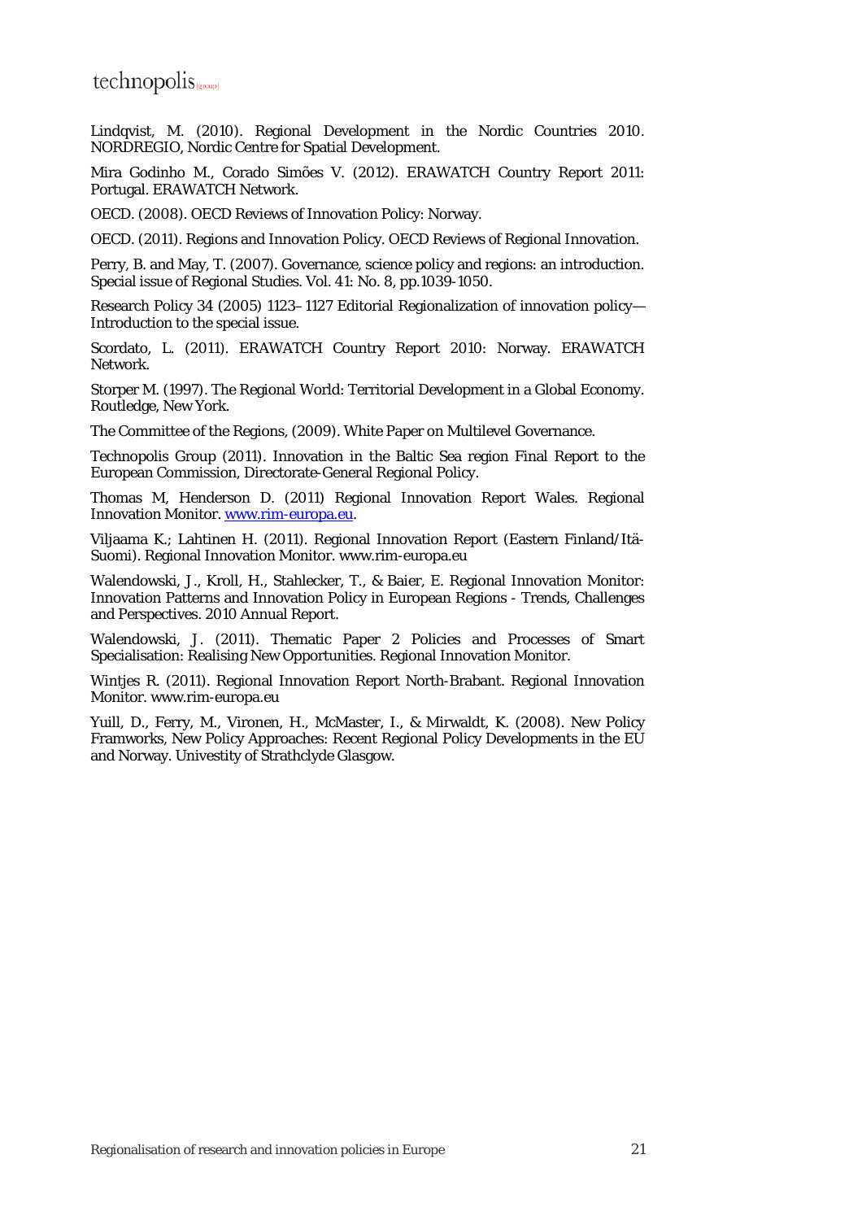Lindqvist, M. (2010). Regional Development in the Nordic Countries 2010. NORDREGIO, Nordic Centre for Spatial Development.

Mira Godinho M., Corado Simões V. (2012). ERAWATCH Country Report 2011: Portugal. ERAWATCH Network.

OECD. (2008). OECD Reviews of Innovation Policy: Norway.

OECD. (2011). Regions and Innovation Policy. OECD Reviews of Regional Innovation.

Perry, B. and May, T. (2007). Governance, science policy and regions: an introduction. Special issue of Regional Studies. Vol. 41: No. 8, pp.1039-1050.

Research Policy 34 (2005) 1123–1127 Editorial Regionalization of innovation policy—Introduction to the special issue.

Scordato, L. (2011). ERAWATCH Country Report 2010: Norway. ERAWATCH Network.

Storper M. (1997). The Regional World: Territorial Development in a Global Economy. Routledge, New York.

The Committee of the Regions, (2009). White Paper on Multilevel Governance.

Technopolis Group (2011). Innovation in the Baltic Sea region Final Report to the European Commission, Directorate-General Regional Policy.

Thomas M, Henderson D. (2011) Regional Innovation Report Wales. Regional Innovation Monitor. [www.rim-europa.eu](http://www.rim-europa.eu).

Viljaama K.; Lahtinen H. (2011). Regional Innovation Report (Eastern Finland/Itä-Suomi). Regional Innovation Monitor. www.rim-europa.eu

Walendowski, J., Kroll, H., Stahlecker, T., & Baier, E. Regional Innovation Monitor: Innovation Patterns and Innovation Policy in European Regions - Trends, Challenges and Perspectives. 2010 Annual Report.

Walendowski, J. (2011). Thematic Paper 2 Policies and Processes of Smart Specialisation: Realising New Opportunities. Regional Innovation Monitor.

Wintjes R. (2011). Regional Innovation Report North-Brabant. Regional Innovation Monitor. www.rim-europa.eu

Yuill, D., Ferry, M., Vironen, H., McMaster, I., & Mirwaldt, K. (2008). New Policy Framworks, New Policy Approaches: Recent Regional Policy Developments in the EU and Norway. Univestity of Strathclyde Glasgow.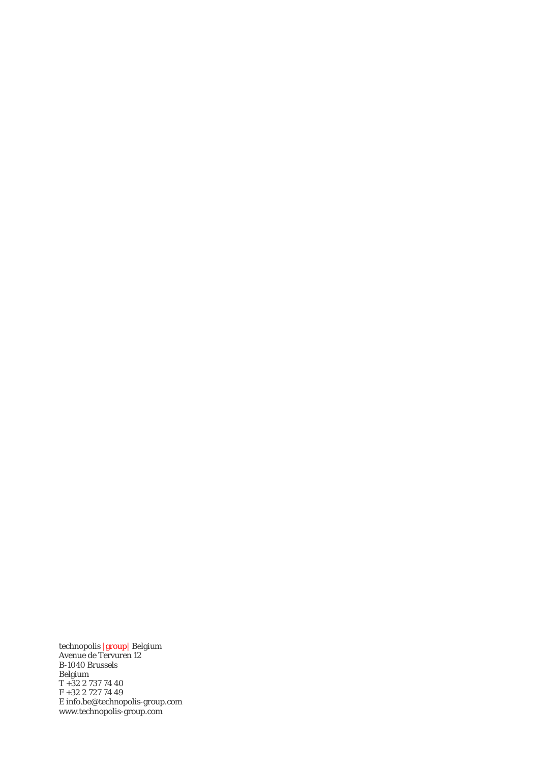technopolis |group| Belgium
Avenue de Tervuren 12
B-1040 Brussels
Belgium
T +32 2 737 74 40
F +32 2 727 74 49
E info.be@technopolis-group.com
www.technopolis-group.com